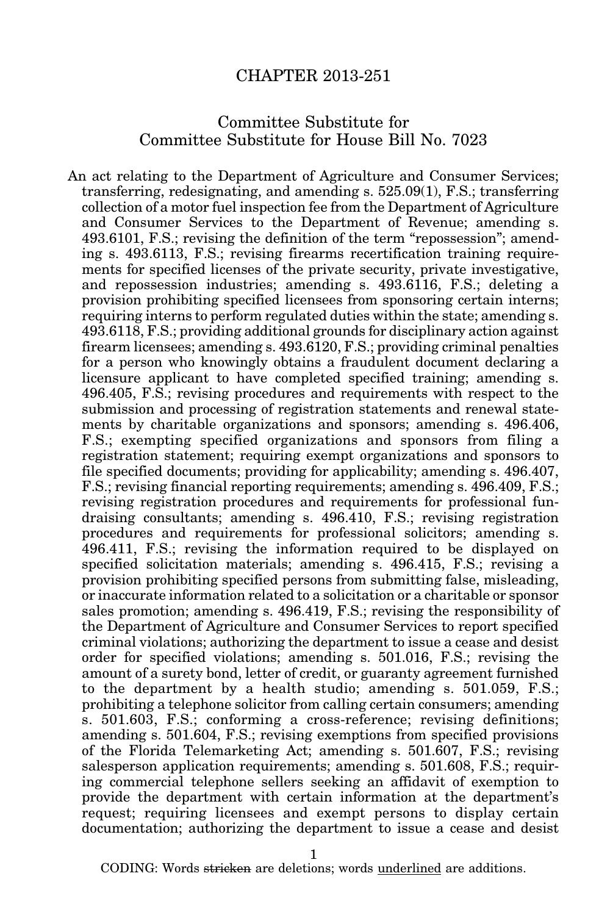# CHAPTER 2013-251

## Committee Substitute for Committee Substitute for House Bill No. 7023

An act relating to the Department of Agriculture and Consumer Services; transferring, redesignating, and amending s. 525.09(1), F.S.; transferring collection of a motor fuel inspection fee from the Department of Agriculture and Consumer Services to the Department of Revenue; amending s. 493.6101, F.S.; revising the definition of the term "repossession"; amending s. 493.6113, F.S.; revising firearms recertification training requirements for specified licenses of the private security, private investigative, and repossession industries; amending s. 493.6116, F.S.; deleting a provision prohibiting specified licensees from sponsoring certain interns; requiring interns to perform regulated duties within the state; amending s. 493.6118, F.S.; providing additional grounds for disciplinary action against firearm licensees; amending s. 493.6120, F.S.; providing criminal penalties for a person who knowingly obtains a fraudulent document declaring a licensure applicant to have completed specified training; amending s. 496.405, F.S.; revising procedures and requirements with respect to the submission and processing of registration statements and renewal statements by charitable organizations and sponsors; amending s. 496.406, F.S.; exempting specified organizations and sponsors from filing a registration statement; requiring exempt organizations and sponsors to file specified documents; providing for applicability; amending s. 496.407, F.S.; revising financial reporting requirements; amending s. 496.409, F.S.; revising registration procedures and requirements for professional fundraising consultants; amending s. 496.410, F.S.; revising registration procedures and requirements for professional solicitors; amending s. 496.411, F.S.; revising the information required to be displayed on specified solicitation materials; amending s. 496.415, F.S.; revising a provision prohibiting specified persons from submitting false, misleading, or inaccurate information related to a solicitation or a charitable or sponsor sales promotion; amending s. 496.419, F.S.; revising the responsibility of the Department of Agriculture and Consumer Services to report specified criminal violations; authorizing the department to issue a cease and desist order for specified violations; amending s. 501.016, F.S.; revising the amount of a surety bond, letter of credit, or guaranty agreement furnished to the department by a health studio; amending s. 501.059, F.S.; prohibiting a telephone solicitor from calling certain consumers; amending s. 501.603, F.S.; conforming a cross-reference; revising definitions; amending s. 501.604, F.S.; revising exemptions from specified provisions of the Florida Telemarketing Act; amending s. 501.607, F.S.; revising salesperson application requirements; amending s. 501.608, F.S.; requiring commercial telephone sellers seeking an affidavit of exemption to provide the department with certain information at the department's request; requiring licensees and exempt persons to display certain documentation; authorizing the department to issue a cease and desist

CODING: Words ~~stricken~~ are deletions; words <u>underlined</u> are additions.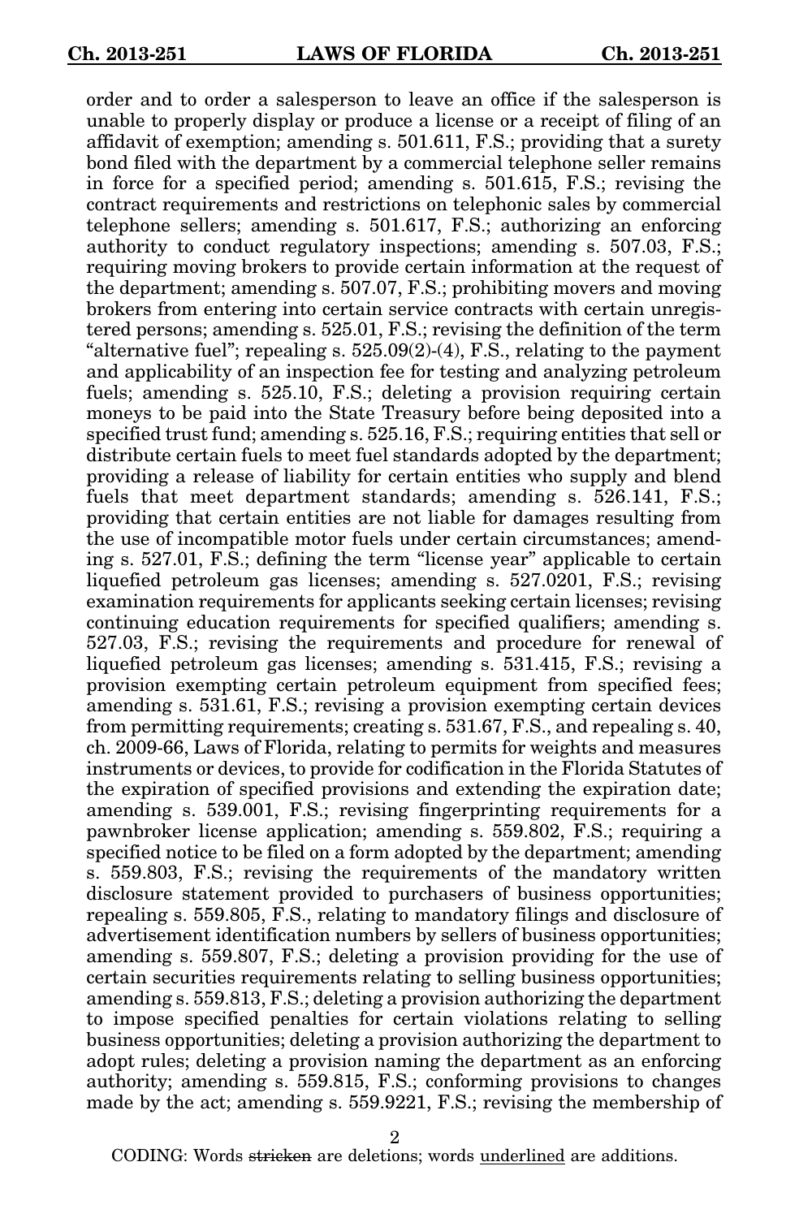order and to order a salesperson to leave an office if the salesperson is unable to properly display or produce a license or a receipt of filing of an affidavit of exemption; amending s. 501.611, F.S.; providing that a surety bond filed with the department by a commercial telephone seller remains in force for a specified period; amending s. 501.615, F.S.; revising the contract requirements and restrictions on telephonic sales by commercial telephone sellers; amending s. 501.617, F.S.; authorizing an enforcing authority to conduct regulatory inspections; amending s. 507.03, F.S.; requiring moving brokers to provide certain information at the request of the department; amending s. 507.07, F.S.; prohibiting movers and moving brokers from entering into certain service contracts with certain unregistered persons; amending s. 525.01, F.S.; revising the definition of the term "alternative fuel"; repealing s. 525.09(2)-(4), F.S., relating to the payment and applicability of an inspection fee for testing and analyzing petroleum fuels; amending s. 525.10, F.S.; deleting a provision requiring certain moneys to be paid into the State Treasury before being deposited into a specified trust fund; amending s. 525.16, F.S.; requiring entities that sell or distribute certain fuels to meet fuel standards adopted by the department; providing a release of liability for certain entities who supply and blend fuels that meet department standards; amending s. 526.141, F.S.; providing that certain entities are not liable for damages resulting from the use of incompatible motor fuels under certain circumstances; amending s. 527.01, F.S.; defining the term "license year" applicable to certain liquefied petroleum gas licenses; amending s. 527.0201, F.S.; revising examination requirements for applicants seeking certain licenses; revising continuing education requirements for specified qualifiers; amending s. 527.03, F.S.; revising the requirements and procedure for renewal of liquefied petroleum gas licenses; amending s. 531.415, F.S.; revising a provision exempting certain petroleum equipment from specified fees; amending s. 531.61, F.S.; revising a provision exempting certain devices from permitting requirements; creating s. 531.67, F.S., and repealing s. 40, ch. 2009-66, Laws of Florida, relating to permits for weights and measures instruments or devices, to provide for codification in the Florida Statutes of the expiration of specified provisions and extending the expiration date; amending s. 539.001, F.S.; revising fingerprinting requirements for a pawnbroker license application; amending s. 559.802, F.S.; requiring a specified notice to be filed on a form adopted by the department; amending s. 559.803, F.S.; revising the requirements of the mandatory written disclosure statement provided to purchasers of business opportunities; repealing s. 559.805, F.S., relating to mandatory filings and disclosure of advertisement identification numbers by sellers of business opportunities; amending s. 559.807, F.S.; deleting a provision providing for the use of certain securities requirements relating to selling business opportunities; amending s. 559.813, F.S.; deleting a provision authorizing the department to impose specified penalties for certain violations relating to selling business opportunities; deleting a provision authorizing the department to adopt rules; deleting a provision naming the department as an enforcing authority; amending s. 559.815, F.S.; conforming provisions to changes made by the act; amending s. 559.9221, F.S.; revising the membership of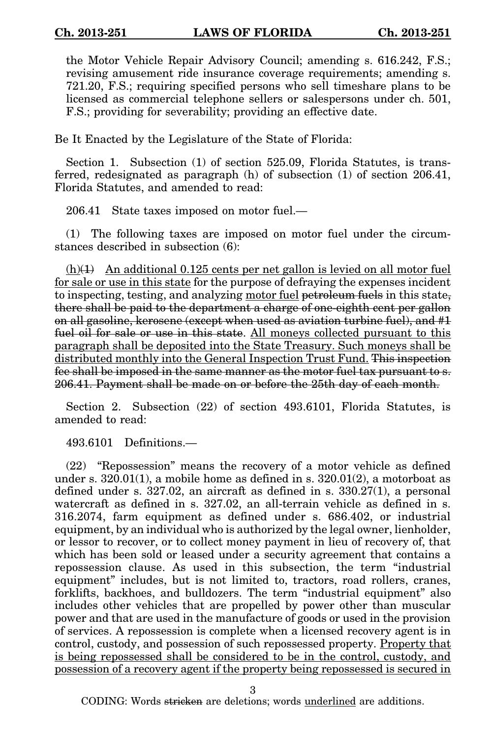the Motor Vehicle Repair Advisory Council; amending s. 616.242, F.S.; revising amusement ride insurance coverage requirements; amending s. 721.20, F.S.; requiring specified persons who sell timeshare plans to be licensed as commercial telephone sellers or salespersons under ch. 501, F.S.; providing for severability; providing an effective date.

Be It Enacted by the Legislature of the State of Florida:

Section 1. Subsection (1) of section 525.09, Florida Statutes, is transferred, redesignated as paragraph (h) of subsection (1) of section 206.41, Florida Statutes, and amended to read:

206.41 State taxes imposed on motor fuel.—

(1) The following taxes are imposed on motor fuel under the circumstances described in subsection (6):

<u>(h)</u>~~(1)~~ <u>An additional 0.125 cents per net gallon is levied on all motor fuel for sale or use in this state</u> for the purpose of defraying the expenses incident to inspecting, testing, and analyzing <u>motor fuel</u> ~~petroleum fuels~~ in this state~~, there shall be paid to the department a charge of one-eighth cent per gallon on all gasoline, kerosene (except when used as aviation turbine fuel), and #1 fuel oil for sale or use in this state~~. <u>All moneys collected pursuant to this paragraph shall be deposited into the State Treasury. Such moneys shall be distributed monthly into the General Inspection Trust Fund.</u> ~~This inspection fee shall be imposed in the same manner as the motor fuel tax pursuant to s. 206.41. Payment shall be made on or before the 25th day of each month.~~

Section 2. Subsection (22) of section 493.6101, Florida Statutes, is amended to read:

493.6101 Definitions.—

(22) "Repossession" means the recovery of a motor vehicle as defined under s. 320.01(1), a mobile home as defined in s. 320.01(2), a motorboat as defined under s. 327.02, an aircraft as defined in s. 330.27(1), a personal watercraft as defined in s. 327.02, an all-terrain vehicle as defined in s. 316.2074, farm equipment as defined under s. 686.402, or industrial equipment, by an individual who is authorized by the legal owner, lienholder, or lessor to recover, or to collect money payment in lieu of recovery of, that which has been sold or leased under a security agreement that contains a repossession clause. As used in this subsection, the term "industrial equipment" includes, but is not limited to, tractors, road rollers, cranes, forklifts, backhoes, and bulldozers. The term "industrial equipment" also includes other vehicles that are propelled by power other than muscular power and that are used in the manufacture of goods or used in the provision of services. A repossession is complete when a licensed recovery agent is in control, custody, and possession of such repossessed property. <u>Property that is being repossessed shall be considered to be in the control, custody, and possession of a recovery agent if the property being repossessed is secured in</u>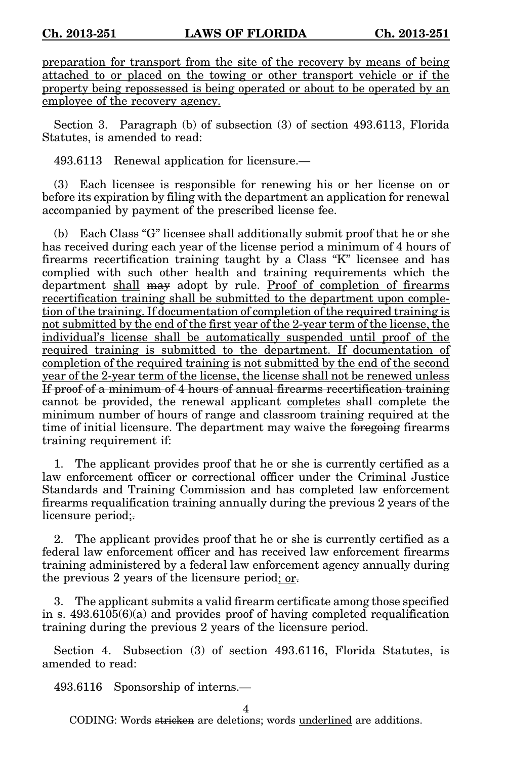<u>preparation for transport from the site of the recovery by means of being attached to or placed on the towing or other transport vehicle or if the property being repossessed is being operated or about to be operated by an employee of the recovery agency.</u>

Section 3. Paragraph (b) of subsection (3) of section 493.6113, Florida Statutes, is amended to read:

493.6113 Renewal application for licensure.—

(3) Each licensee is responsible for renewing his or her license on or before its expiration by filing with the department an application for renewal accompanied by payment of the prescribed license fee.

(b) Each Class "G" licensee shall additionally submit proof that he or she has received during each year of the license period a minimum of 4 hours of firearms recertification training taught by a Class "K" licensee and has complied with such other health and training requirements which the department <u>shall</u> ~~may~~ adopt by rule. <u>Proof of completion of firearms recertification training shall be submitted to the department upon completion of the training. If documentation of completion of the required training is not submitted by the end of the first year of the 2-year term of the license, the individual's license shall be automatically suspended until proof of the required training is submitted to the department. If documentation of completion of the required training is not submitted by the end of the second year of the 2-year term of the license, the license shall not be renewed unless</u> ~~If proof of a minimum of 4 hours of annual firearms recertification training cannot be provided,~~ the renewal applicant <u>completes</u> ~~shall complete~~ the minimum number of hours of range and classroom training required at the time of initial licensure. The department may waive the ~~foregoing~~ firearms training requirement if:

1. The applicant provides proof that he or she is currently certified as a law enforcement officer or correctional officer under the Criminal Justice Standards and Training Commission and has completed law enforcement firearms requalification training annually during the previous 2 years of the licensure period<u>;</u>~~.~~

2. The applicant provides proof that he or she is currently certified as a federal law enforcement officer and has received law enforcement firearms training administered by a federal law enforcement agency annually during the previous 2 years of the licensure period<u>; or</u>~~.~~

3. The applicant submits a valid firearm certificate among those specified in s. 493.6105(6)(a) and provides proof of having completed requalification training during the previous 2 years of the licensure period.

Section 4. Subsection (3) of section 493.6116, Florida Statutes, is amended to read:

493.6116 Sponsorship of interns.—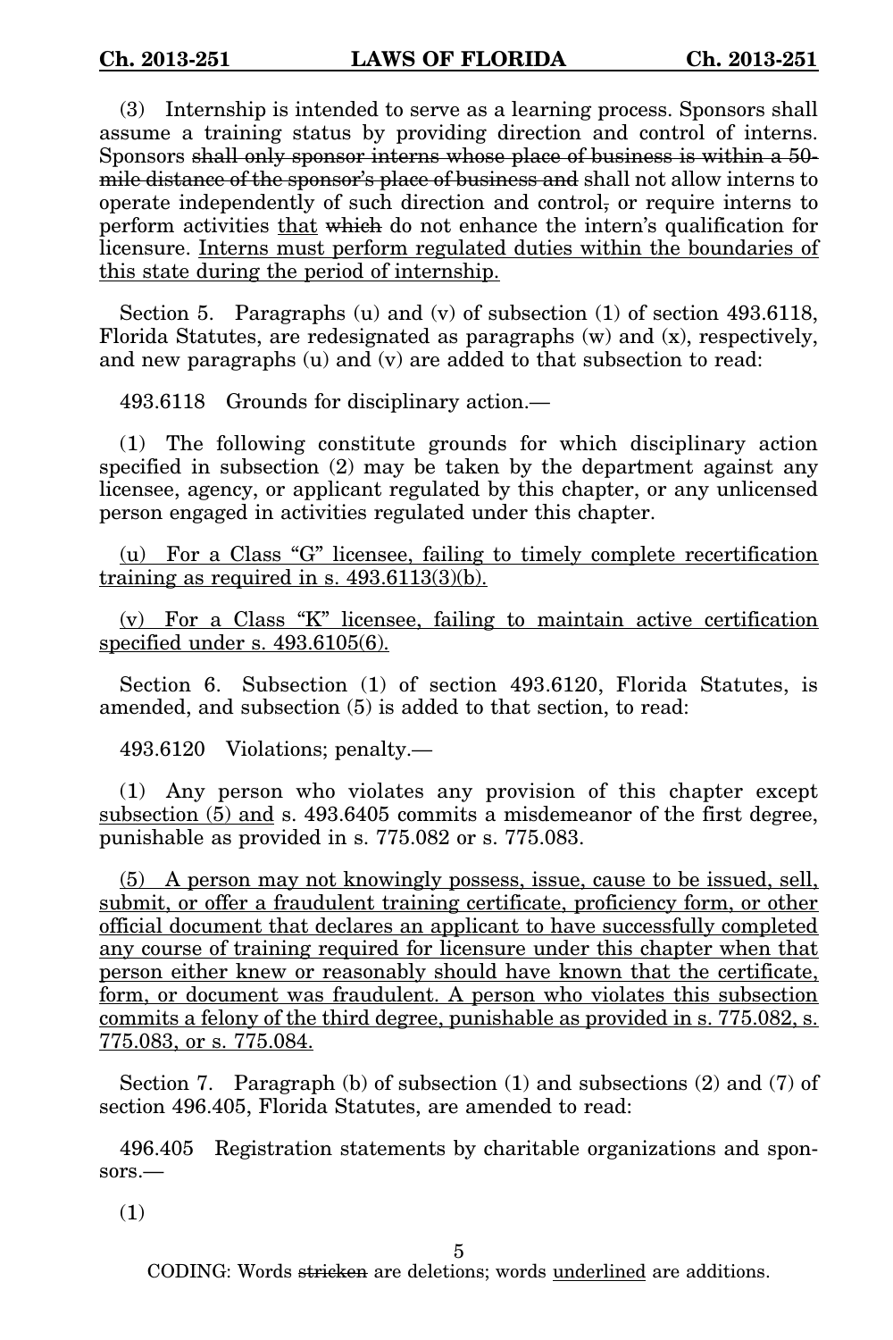(3) Internship is intended to serve as a learning process. Sponsors shall assume a training status by providing direction and control of interns. Sponsors ~~shall only sponsor interns whose place of business is within a 50-mile distance of the sponsor's place of business and~~ shall not allow interns to operate independently of such direction and control~~,~~ or require interns to perform activities <u>that</u> ~~which~~ do not enhance the intern's qualification for licensure. <u>Interns must perform regulated duties within the boundaries of this state during the period of internship.</u>

Section 5. Paragraphs (u) and (v) of subsection (1) of section 493.6118, Florida Statutes, are redesignated as paragraphs (w) and (x), respectively, and new paragraphs (u) and (v) are added to that subsection to read:

493.6118 Grounds for disciplinary action.—

(1) The following constitute grounds for which disciplinary action specified in subsection (2) may be taken by the department against any licensee, agency, or applicant regulated by this chapter, or any unlicensed person engaged in activities regulated under this chapter.

<u>(u) For a Class "G" licensee, failing to timely complete recertification training as required in s. 493.6113(3)(b).</u>

<u>(v) For a Class "K" licensee, failing to maintain active certification specified under s. 493.6105(6).</u>

Section 6. Subsection (1) of section 493.6120, Florida Statutes, is amended, and subsection (5) is added to that section, to read:

493.6120 Violations; penalty.—

(1) Any person who violates any provision of this chapter except <u>subsection (5) and</u> s. 493.6405 commits a misdemeanor of the first degree, punishable as provided in s. 775.082 or s. 775.083.

<u>(5) A person may not knowingly possess, issue, cause to be issued, sell, submit, or offer a fraudulent training certificate, proficiency form, or other official document that declares an applicant to have successfully completed any course of training required for licensure under this chapter when that person either knew or reasonably should have known that the certificate, form, or document was fraudulent. A person who violates this subsection commits a felony of the third degree, punishable as provided in s. 775.082, s. 775.083, or s. 775.084.</u>

Section 7. Paragraph (b) of subsection (1) and subsections (2) and (7) of section 496.405, Florida Statutes, are amended to read:

496.405 Registration statements by charitable organizations and sponsors.—

(1)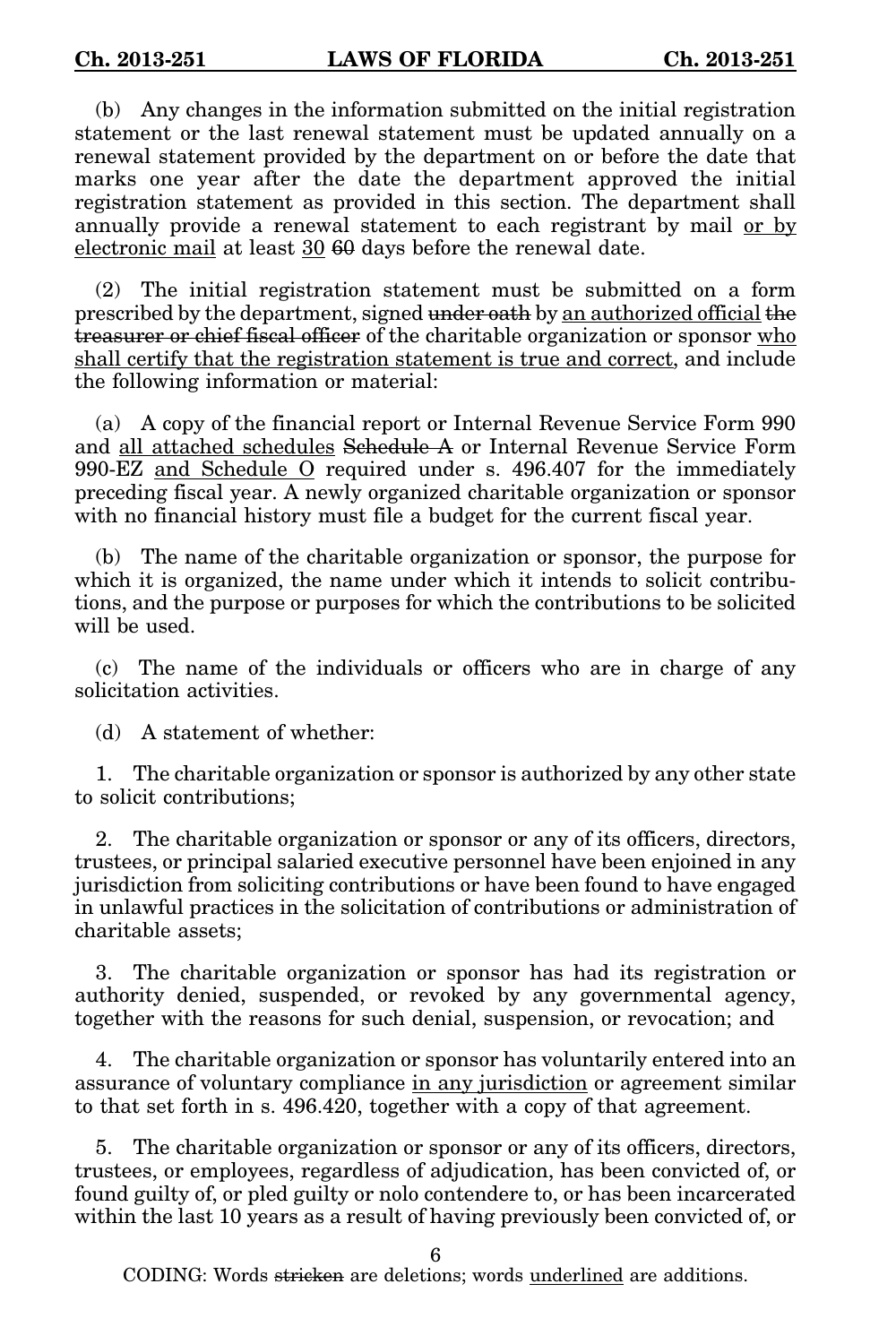(b) Any changes in the information submitted on the initial registration statement or the last renewal statement must be updated annually on a renewal statement provided by the department on or before the date that marks one year after the date the department approved the initial registration statement as provided in this section. The department shall annually provide a renewal statement to each registrant by mail <u>or by electronic mail</u> at least <u>30</u> ~~60~~ days before the renewal date.

(2) The initial registration statement must be submitted on a form prescribed by the department, signed ~~under oath~~ by <u>an authorized official</u> ~~the treasurer or chief fiscal officer~~ of the charitable organization or sponsor <u>who shall certify that the registration statement is true and correct</u>, and include the following information or material:

(a) A copy of the financial report or Internal Revenue Service Form 990 and <u>all attached schedules</u> ~~Schedule A~~ or Internal Revenue Service Form 990-EZ <u>and Schedule O</u> required under s. 496.407 for the immediately preceding fiscal year. A newly organized charitable organization or sponsor with no financial history must file a budget for the current fiscal year.

(b) The name of the charitable organization or sponsor, the purpose for which it is organized, the name under which it intends to solicit contributions, and the purpose or purposes for which the contributions to be solicited will be used.

(c) The name of the individuals or officers who are in charge of any solicitation activities.

(d) A statement of whether:

1. The charitable organization or sponsor is authorized by any other state to solicit contributions;

2. The charitable organization or sponsor or any of its officers, directors, trustees, or principal salaried executive personnel have been enjoined in any jurisdiction from soliciting contributions or have been found to have engaged in unlawful practices in the solicitation of contributions or administration of charitable assets;

3. The charitable organization or sponsor has had its registration or authority denied, suspended, or revoked by any governmental agency, together with the reasons for such denial, suspension, or revocation; and

4. The charitable organization or sponsor has voluntarily entered into an assurance of voluntary compliance <u>in any jurisdiction</u> or agreement similar to that set forth in s. 496.420, together with a copy of that agreement.

5. The charitable organization or sponsor or any of its officers, directors, trustees, or employees, regardless of adjudication, has been convicted of, or found guilty of, or pled guilty or nolo contendere to, or has been incarcerated within the last 10 years as a result of having previously been convicted of, or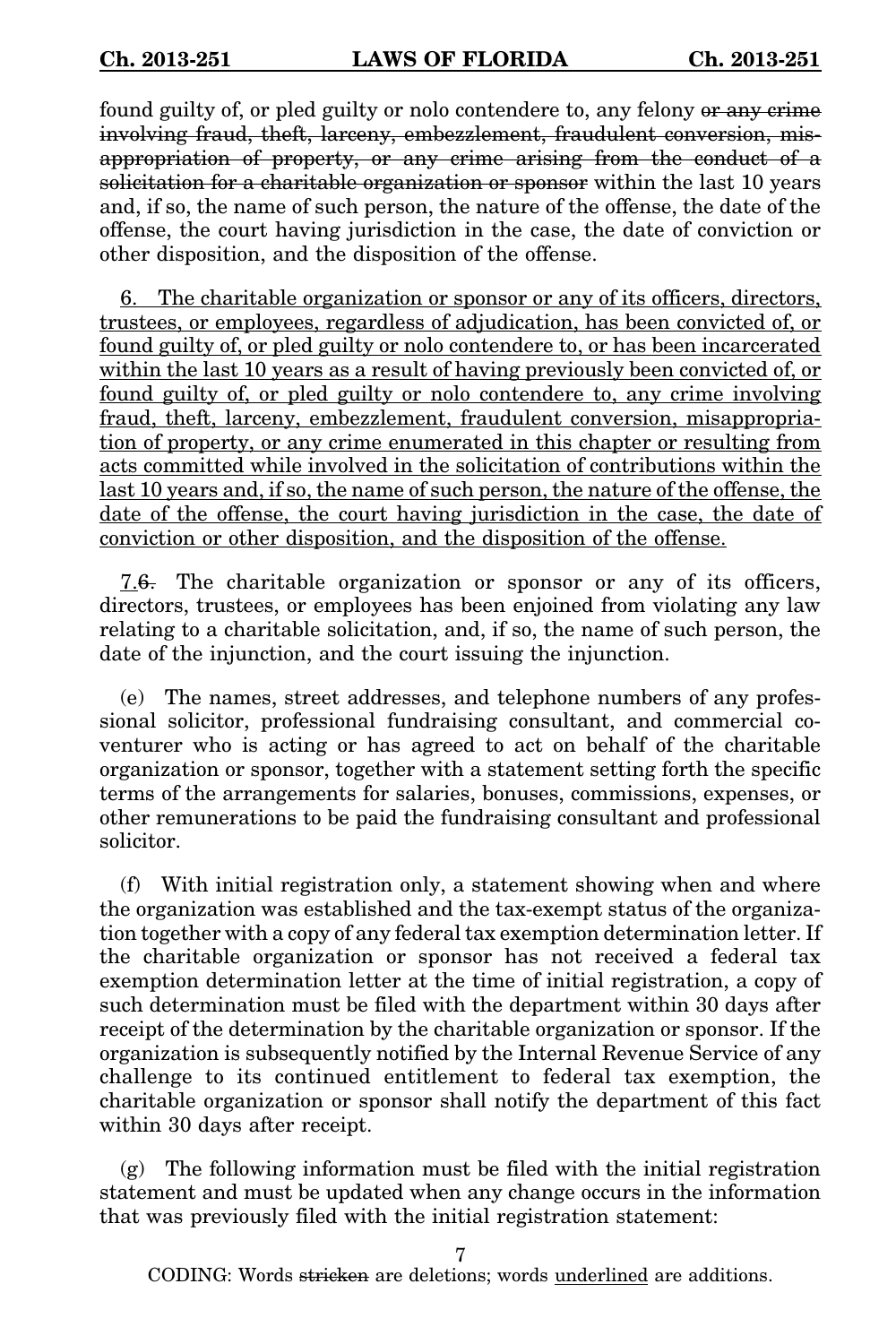found guilty of, or pled guilty or nolo contendere to, any felony ~~or any crime involving fraud, theft, larceny, embezzlement, fraudulent conversion, misappropriation of property, or any crime arising from the conduct of a solicitation for a charitable organization or sponsor~~ within the last 10 years and, if so, the name of such person, the nature of the offense, the date of the offense, the court having jurisdiction in the case, the date of conviction or other disposition, and the disposition of the offense.

<u>6. The charitable organization or sponsor or any of its officers, directors, trustees, or employees, regardless of adjudication, has been convicted of, or found guilty of, or pled guilty or nolo contendere to, or has been incarcerated within the last 10 years as a result of having previously been convicted of, or found guilty of, or pled guilty or nolo contendere to, any crime involving fraud, theft, larceny, embezzlement, fraudulent conversion, misappropriation of property, or any crime enumerated in this chapter or resulting from acts committed while involved in the solicitation of contributions within the last 10 years and, if so, the name of such person, the nature of the offense, the date of the offense, the court having jurisdiction in the case, the date of conviction or other disposition, and the disposition of the offense.</u>

<u>7.</u>~~6.~~ The charitable organization or sponsor or any of its officers, directors, trustees, or employees has been enjoined from violating any law relating to a charitable solicitation, and, if so, the name of such person, the date of the injunction, and the court issuing the injunction.

(e) The names, street addresses, and telephone numbers of any professional solicitor, professional fundraising consultant, and commercial co-venturer who is acting or has agreed to act on behalf of the charitable organization or sponsor, together with a statement setting forth the specific terms of the arrangements for salaries, bonuses, commissions, expenses, or other remunerations to be paid the fundraising consultant and professional solicitor.

(f) With initial registration only, a statement showing when and where the organization was established and the tax-exempt status of the organization together with a copy of any federal tax exemption determination letter. If the charitable organization or sponsor has not received a federal tax exemption determination letter at the time of initial registration, a copy of such determination must be filed with the department within 30 days after receipt of the determination by the charitable organization or sponsor. If the organization is subsequently notified by the Internal Revenue Service of any challenge to its continued entitlement to federal tax exemption, the charitable organization or sponsor shall notify the department of this fact within 30 days after receipt.

(g) The following information must be filed with the initial registration statement and must be updated when any change occurs in the information that was previously filed with the initial registration statement:

CODING: Words ~~stricken~~ are deletions; words <u>underlined</u> are additions.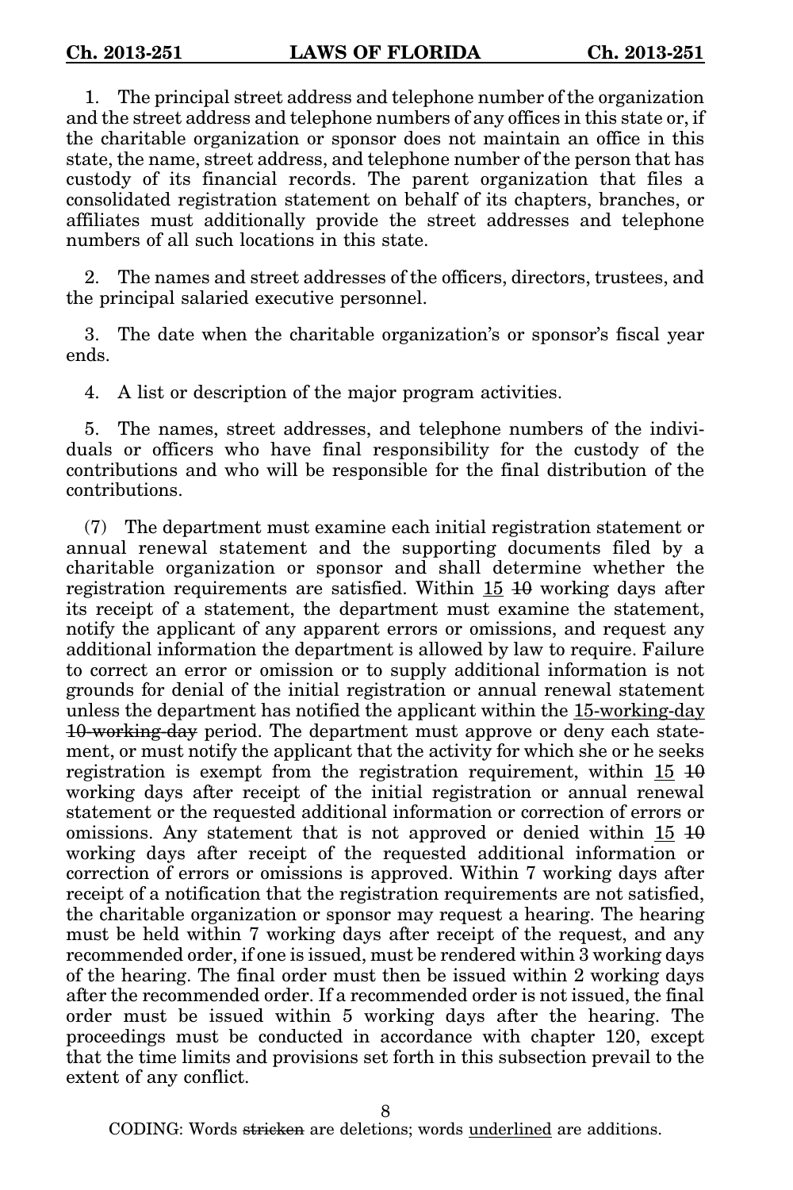1. The principal street address and telephone number of the organization and the street address and telephone numbers of any offices in this state or, if the charitable organization or sponsor does not maintain an office in this state, the name, street address, and telephone number of the person that has custody of its financial records. The parent organization that files a consolidated registration statement on behalf of its chapters, branches, or affiliates must additionally provide the street addresses and telephone numbers of all such locations in this state.

2. The names and street addresses of the officers, directors, trustees, and the principal salaried executive personnel.

3. The date when the charitable organization's or sponsor's fiscal year ends.

4. A list or description of the major program activities.

5. The names, street addresses, and telephone numbers of the individuals or officers who have final responsibility for the custody of the contributions and who will be responsible for the final distribution of the contributions.

(7) The department must examine each initial registration statement or annual renewal statement and the supporting documents filed by a charitable organization or sponsor and shall determine whether the registration requirements are satisfied. Within <u>15</u> ~~10~~ working days after its receipt of a statement, the department must examine the statement, notify the applicant of any apparent errors or omissions, and request any additional information the department is allowed by law to require. Failure to correct an error or omission or to supply additional information is not grounds for denial of the initial registration or annual renewal statement unless the department has notified the applicant within the <u>15-working-day</u> ~~10-working-day~~ period. The department must approve or deny each statement, or must notify the applicant that the activity for which she or he seeks registration is exempt from the registration requirement, within <u>15</u> ~~10~~ working days after receipt of the initial registration or annual renewal statement or the requested additional information or correction of errors or omissions. Any statement that is not approved or denied within <u>15</u> ~~10~~ working days after receipt of the requested additional information or correction of errors or omissions is approved. Within 7 working days after receipt of a notification that the registration requirements are not satisfied, the charitable organization or sponsor may request a hearing. The hearing must be held within 7 working days after receipt of the request, and any recommended order, if one is issued, must be rendered within 3 working days of the hearing. The final order must then be issued within 2 working days after the recommended order. If a recommended order is not issued, the final order must be issued within 5 working days after the hearing. The proceedings must be conducted in accordance with chapter 120, except that the time limits and provisions set forth in this subsection prevail to the extent of any conflict.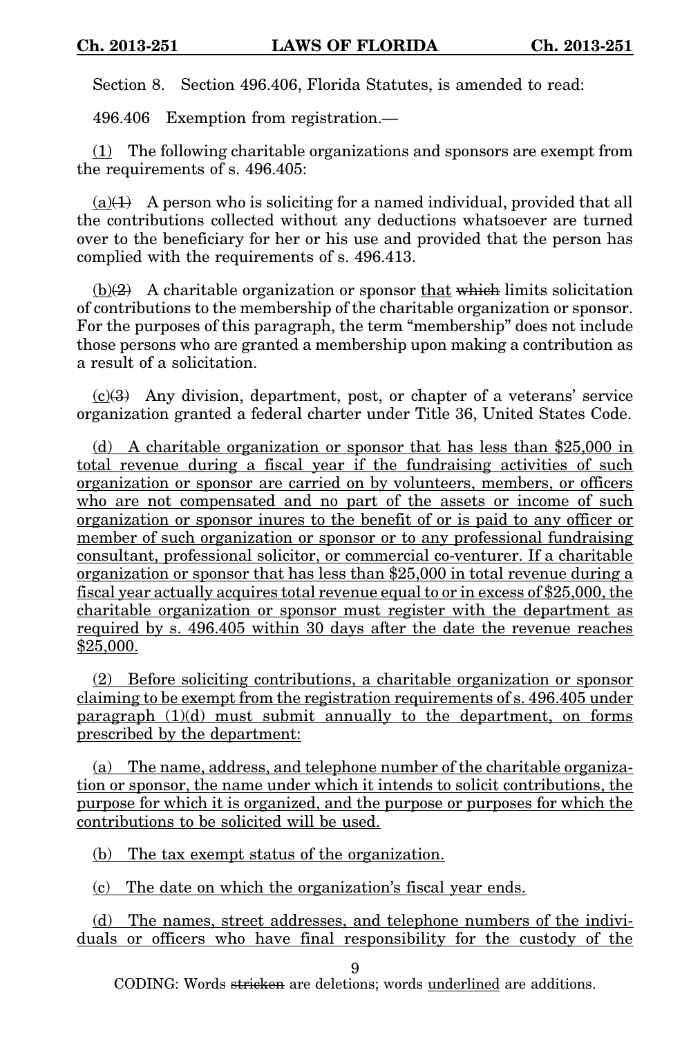Section 8. Section 496.406, Florida Statutes, is amended to read:

496.406 Exemption from registration.—

<u>(1)</u> The following charitable organizations and sponsors are exempt from the requirements of s. 496.405:

<u>(a)</u>~~(1)~~ A person who is soliciting for a named individual, provided that all the contributions collected without any deductions whatsoever are turned over to the beneficiary for her or his use and provided that the person has complied with the requirements of s. 496.413.

<u>(b)</u>~~(2)~~ A charitable organization or sponsor <u>that</u> ~~which~~ limits solicitation of contributions to the membership of the charitable organization or sponsor. For the purposes of this paragraph, the term "membership" does not include those persons who are granted a membership upon making a contribution as a result of a solicitation.

<u>(c)</u>~~(3)~~ Any division, department, post, or chapter of a veterans' service organization granted a federal charter under Title 36, United States Code.

<u>(d) A charitable organization or sponsor that has less than $25,000 in total revenue during a fiscal year if the fundraising activities of such organization or sponsor are carried on by volunteers, members, or officers who are not compensated and no part of the assets or income of such organization or sponsor inures to the benefit of or is paid to any officer or member of such organization or sponsor or to any professional fundraising consultant, professional solicitor, or commercial co-venturer. If a charitable organization or sponsor that has less than $25,000 in total revenue during a fiscal year actually acquires total revenue equal to or in excess of $25,000, the charitable organization or sponsor must register with the department as required by s. 496.405 within 30 days after the date the revenue reaches $25,000.</u>

<u>(2) Before soliciting contributions, a charitable organization or sponsor claiming to be exempt from the registration requirements of s. 496.405 under paragraph (1)(d) must submit annually to the department, on forms prescribed by the department:</u>

<u>(a) The name, address, and telephone number of the charitable organization or sponsor, the name under which it intends to solicit contributions, the purpose for which it is organized, and the purpose or purposes for which the contributions to be solicited will be used.</u>

<u>(b) The tax exempt status of the organization.</u>

<u>(c) The date on which the organization's fiscal year ends.</u>

<u>(d) The names, street addresses, and telephone numbers of the individuals or officers who have final responsibility for the custody of the</u>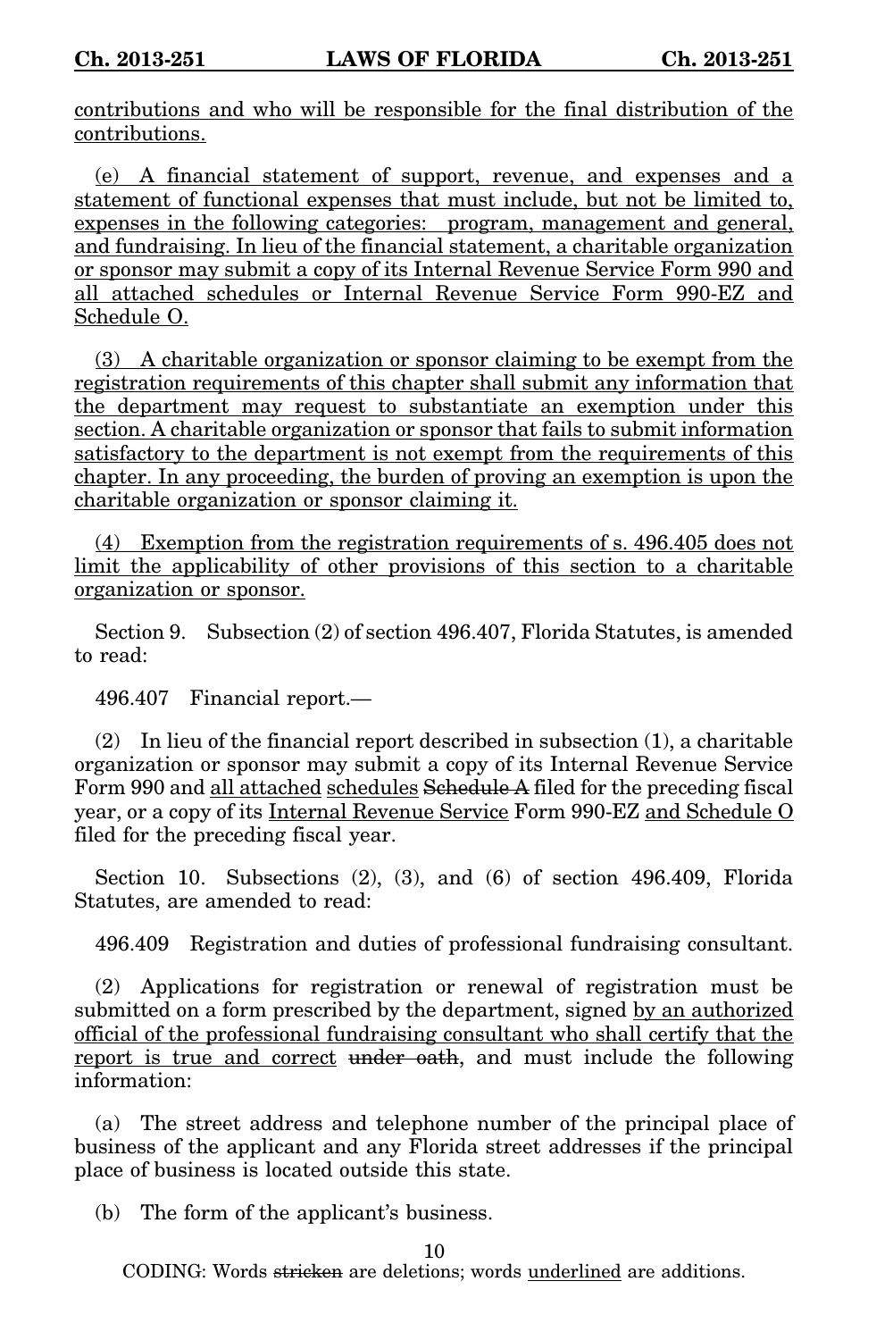<u>contributions and who will be responsible for the final distribution of the contributions.</u>

<u>(e) A financial statement of support, revenue, and expenses and a statement of functional expenses that must include, but not be limited to, expenses in the following categories: program, management and general, and fundraising. In lieu of the financial statement, a charitable organization or sponsor may submit a copy of its Internal Revenue Service Form 990 and all attached schedules or Internal Revenue Service Form 990-EZ and Schedule O.</u>

<u>(3) A charitable organization or sponsor claiming to be exempt from the registration requirements of this chapter shall submit any information that the department may request to substantiate an exemption under this section. A charitable organization or sponsor that fails to submit information satisfactory to the department is not exempt from the requirements of this chapter. In any proceeding, the burden of proving an exemption is upon the charitable organization or sponsor claiming it.</u>

<u>(4) Exemption from the registration requirements of s. 496.405 does not limit the applicability of other provisions of this section to a charitable organization or sponsor.</u>

Section 9. Subsection (2) of section 496.407, Florida Statutes, is amended to read:

496.407 Financial report.—

(2) In lieu of the financial report described in subsection (1), a charitable organization or sponsor may submit a copy of its Internal Revenue Service Form 990 and <u>all attached</u> <u>schedules</u> ~~Schedule A~~ filed for the preceding fiscal year, or a copy of its <u>Internal Revenue Service</u> Form 990-EZ <u>and Schedule O</u> filed for the preceding fiscal year.

Section 10. Subsections (2), (3), and (6) of section 496.409, Florida Statutes, are amended to read:

496.409 Registration and duties of professional fundraising consultant.

(2) Applications for registration or renewal of registration must be submitted on a form prescribed by the department, signed <u>by an authorized official of the professional fundraising consultant who shall certify that the report is true and correct</u> ~~under oath~~, and must include the following information:

(a) The street address and telephone number of the principal place of business of the applicant and any Florida street addresses if the principal place of business is located outside this state.

(b) The form of the applicant's business.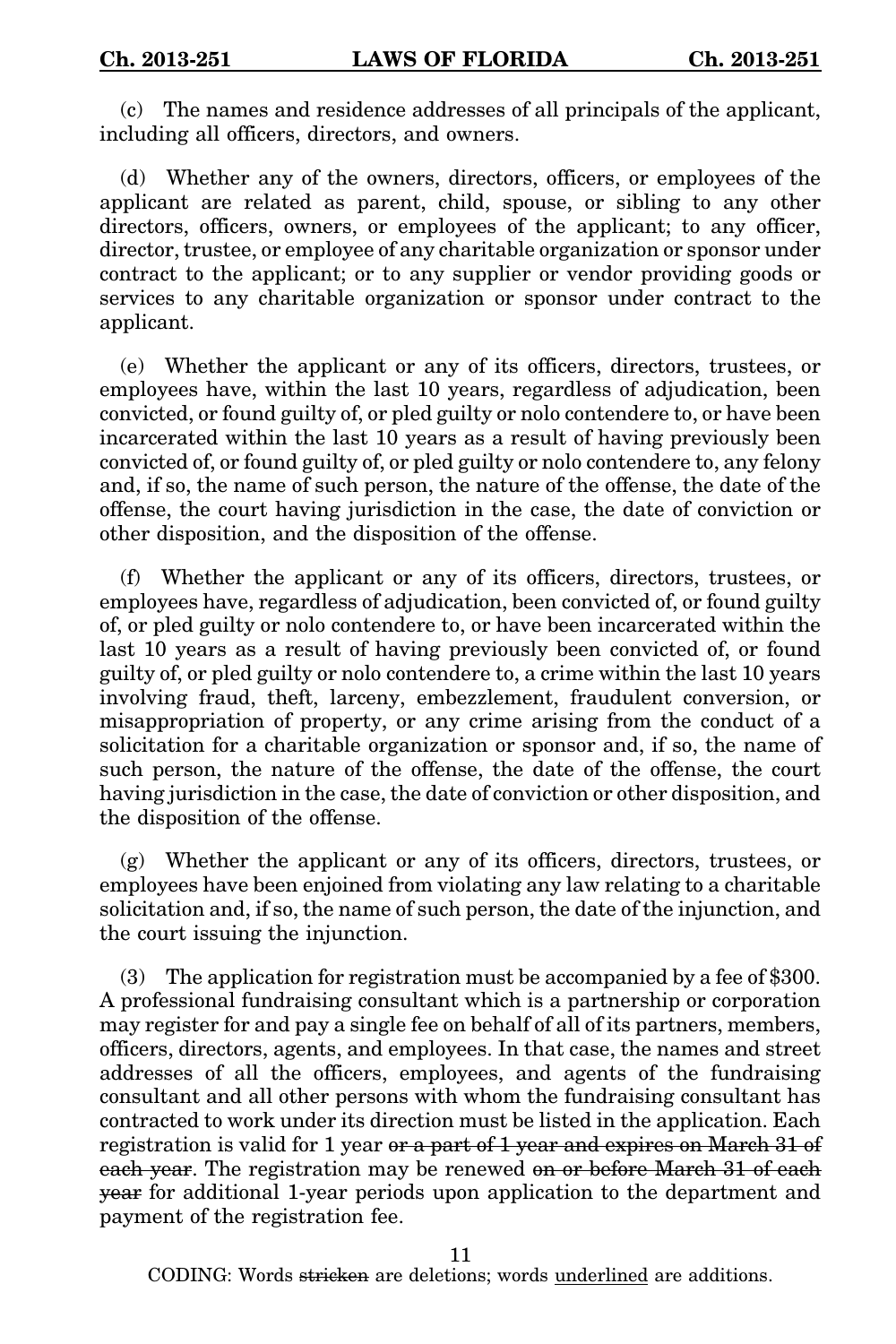(c) The names and residence addresses of all principals of the applicant, including all officers, directors, and owners.

(d) Whether any of the owners, directors, officers, or employees of the applicant are related as parent, child, spouse, or sibling to any other directors, officers, owners, or employees of the applicant; to any officer, director, trustee, or employee of any charitable organization or sponsor under contract to the applicant; or to any supplier or vendor providing goods or services to any charitable organization or sponsor under contract to the applicant.

(e) Whether the applicant or any of its officers, directors, trustees, or employees have, within the last 10 years, regardless of adjudication, been convicted, or found guilty of, or pled guilty or nolo contendere to, or have been incarcerated within the last 10 years as a result of having previously been convicted of, or found guilty of, or pled guilty or nolo contendere to, any felony and, if so, the name of such person, the nature of the offense, the date of the offense, the court having jurisdiction in the case, the date of conviction or other disposition, and the disposition of the offense.

(f) Whether the applicant or any of its officers, directors, trustees, or employees have, regardless of adjudication, been convicted of, or found guilty of, or pled guilty or nolo contendere to, or have been incarcerated within the last 10 years as a result of having previously been convicted of, or found guilty of, or pled guilty or nolo contendere to, a crime within the last 10 years involving fraud, theft, larceny, embezzlement, fraudulent conversion, or misappropriation of property, or any crime arising from the conduct of a solicitation for a charitable organization or sponsor and, if so, the name of such person, the nature of the offense, the date of the offense, the court having jurisdiction in the case, the date of conviction or other disposition, and the disposition of the offense.

(g) Whether the applicant or any of its officers, directors, trustees, or employees have been enjoined from violating any law relating to a charitable solicitation and, if so, the name of such person, the date of the injunction, and the court issuing the injunction.

(3) The application for registration must be accompanied by a fee of $300. A professional fundraising consultant which is a partnership or corporation may register for and pay a single fee on behalf of all of its partners, members, officers, directors, agents, and employees. In that case, the names and street addresses of all the officers, employees, and agents of the fundraising consultant and all other persons with whom the fundraising consultant has contracted to work under its direction must be listed in the application. Each registration is valid for 1 year ~~or a part of 1 year and expires on March 31 of each year~~. The registration may be renewed ~~on or before March 31 of each year~~ for additional 1-year periods upon application to the department and payment of the registration fee.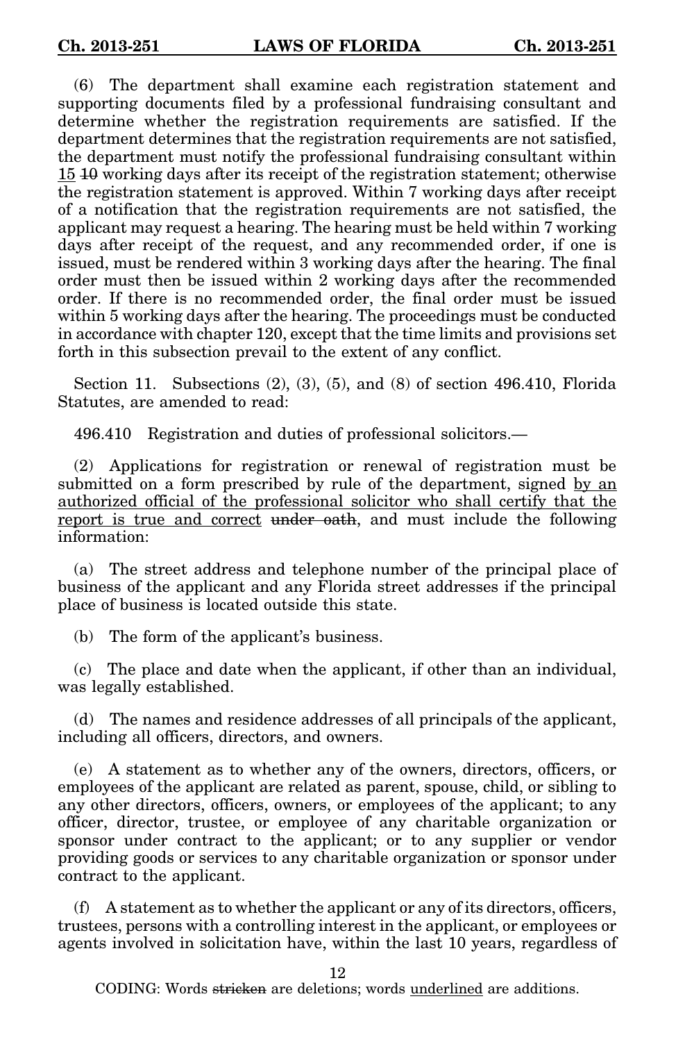(6) The department shall examine each registration statement and supporting documents filed by a professional fundraising consultant and determine whether the registration requirements are satisfied. If the department determines that the registration requirements are not satisfied, the department must notify the professional fundraising consultant within <u>15</u> ~~10~~ working days after its receipt of the registration statement; otherwise the registration statement is approved. Within 7 working days after receipt of a notification that the registration requirements are not satisfied, the applicant may request a hearing. The hearing must be held within 7 working days after receipt of the request, and any recommended order, if one is issued, must be rendered within 3 working days after the hearing. The final order must then be issued within 2 working days after the recommended order. If there is no recommended order, the final order must be issued within 5 working days after the hearing. The proceedings must be conducted in accordance with chapter 120, except that the time limits and provisions set forth in this subsection prevail to the extent of any conflict.

Section 11. Subsections (2), (3), (5), and (8) of section 496.410, Florida Statutes, are amended to read:

496.410 Registration and duties of professional solicitors.—

(2) Applications for registration or renewal of registration must be submitted on a form prescribed by rule of the department, signed <u>by an authorized official of the professional solicitor who shall certify that the report is true and correct</u> ~~under oath~~, and must include the following information:

(a) The street address and telephone number of the principal place of business of the applicant and any Florida street addresses if the principal place of business is located outside this state.

(b) The form of the applicant's business.

(c) The place and date when the applicant, if other than an individual, was legally established.

(d) The names and residence addresses of all principals of the applicant, including all officers, directors, and owners.

(e) A statement as to whether any of the owners, directors, officers, or employees of the applicant are related as parent, spouse, child, or sibling to any other directors, officers, owners, or employees of the applicant; to any officer, director, trustee, or employee of any charitable organization or sponsor under contract to the applicant; or to any supplier or vendor providing goods or services to any charitable organization or sponsor under contract to the applicant.

(f) A statement as to whether the applicant or any of its directors, officers, trustees, persons with a controlling interest in the applicant, or employees or agents involved in solicitation have, within the last 10 years, regardless of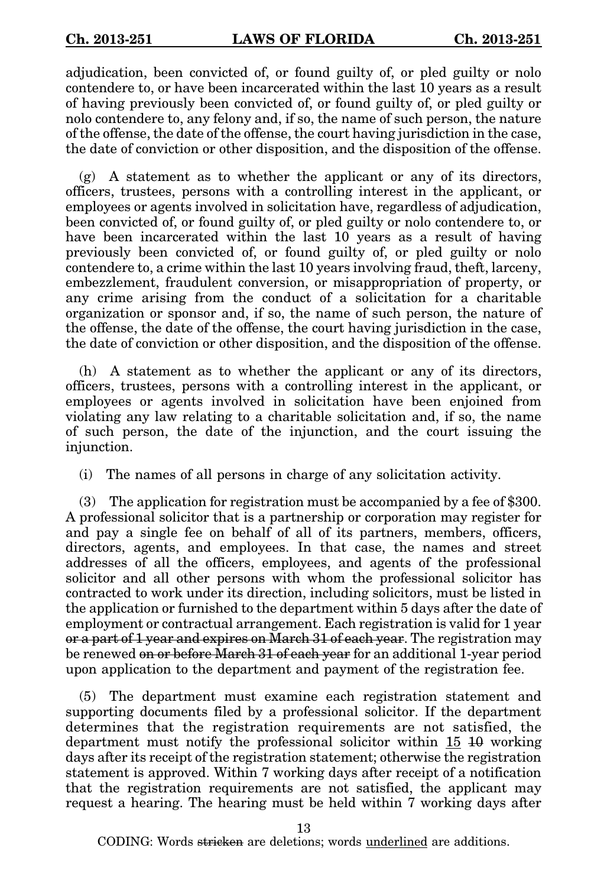adjudication, been convicted of, or found guilty of, or pled guilty or nolo contendere to, or have been incarcerated within the last 10 years as a result of having previously been convicted of, or found guilty of, or pled guilty or nolo contendere to, any felony and, if so, the name of such person, the nature of the offense, the date of the offense, the court having jurisdiction in the case, the date of conviction or other disposition, and the disposition of the offense.

(g) A statement as to whether the applicant or any of its directors, officers, trustees, persons with a controlling interest in the applicant, or employees or agents involved in solicitation have, regardless of adjudication, been convicted of, or found guilty of, or pled guilty or nolo contendere to, or have been incarcerated within the last 10 years as a result of having previously been convicted of, or found guilty of, or pled guilty or nolo contendere to, a crime within the last 10 years involving fraud, theft, larceny, embezzlement, fraudulent conversion, or misappropriation of property, or any crime arising from the conduct of a solicitation for a charitable organization or sponsor and, if so, the name of such person, the nature of the offense, the date of the offense, the court having jurisdiction in the case, the date of conviction or other disposition, and the disposition of the offense.

(h) A statement as to whether the applicant or any of its directors, officers, trustees, persons with a controlling interest in the applicant, or employees or agents involved in solicitation have been enjoined from violating any law relating to a charitable solicitation and, if so, the name of such person, the date of the injunction, and the court issuing the injunction.

(i) The names of all persons in charge of any solicitation activity.

(3) The application for registration must be accompanied by a fee of $300. A professional solicitor that is a partnership or corporation may register for and pay a single fee on behalf of all of its partners, members, officers, directors, agents, and employees. In that case, the names and street addresses of all the officers, employees, and agents of the professional solicitor and all other persons with whom the professional solicitor has contracted to work under its direction, including solicitors, must be listed in the application or furnished to the department within 5 days after the date of employment or contractual arrangement. Each registration is valid for 1 year ~~or a part of 1 year and expires on March 31 of each year~~. The registration may be renewed ~~on or before March 31 of each year~~ for an additional 1-year period upon application to the department and payment of the registration fee.

(5) The department must examine each registration statement and supporting documents filed by a professional solicitor. If the department determines that the registration requirements are not satisfied, the department must notify the professional solicitor within <u>15</u> ~~10~~ working days after its receipt of the registration statement; otherwise the registration statement is approved. Within 7 working days after receipt of a notification that the registration requirements are not satisfied, the applicant may request a hearing. The hearing must be held within 7 working days after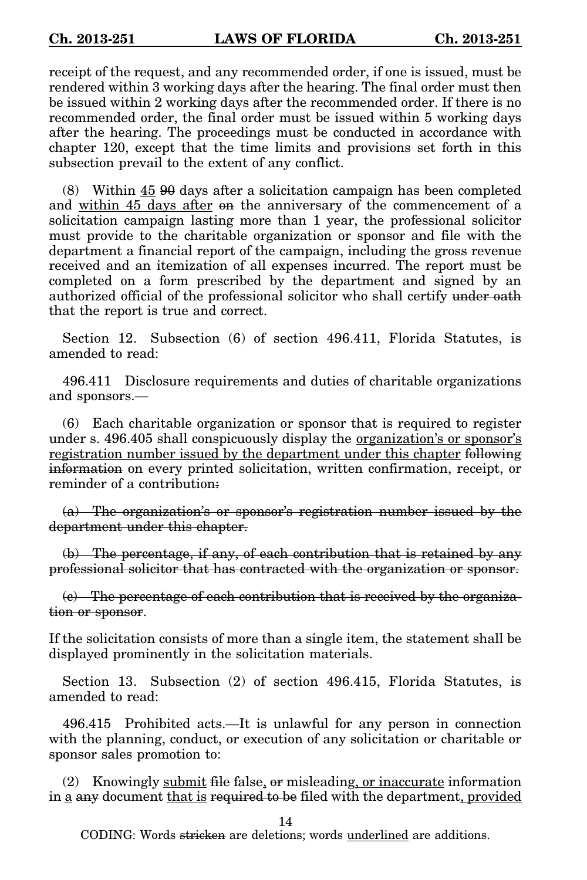receipt of the request, and any recommended order, if one is issued, must be rendered within 3 working days after the hearing. The final order must then be issued within 2 working days after the recommended order. If there is no recommended order, the final order must be issued within 5 working days after the hearing. The proceedings must be conducted in accordance with chapter 120, except that the time limits and provisions set forth in this subsection prevail to the extent of any conflict.

(8) Within <u>45</u> ~~90~~ days after a solicitation campaign has been completed and <u>within 45 days after</u> ~~on~~ the anniversary of the commencement of a solicitation campaign lasting more than 1 year, the professional solicitor must provide to the charitable organization or sponsor and file with the department a financial report of the campaign, including the gross revenue received and an itemization of all expenses incurred. The report must be completed on a form prescribed by the department and signed by an authorized official of the professional solicitor who shall certify ~~under oath~~ that the report is true and correct.

Section 12. Subsection (6) of section 496.411, Florida Statutes, is amended to read:

496.411 Disclosure requirements and duties of charitable organizations and sponsors.—

(6) Each charitable organization or sponsor that is required to register under s. 496.405 shall conspicuously display the <u>organization's or sponsor's registration number issued by the department under this chapter</u> ~~following information~~ on every printed solicitation, written confirmation, receipt, or reminder of a contribution~~:~~

~~(a) The organization's or sponsor's registration number issued by the department under this chapter.~~

~~(b) The percentage, if any, of each contribution that is retained by any professional solicitor that has contracted with the organization or sponsor.~~

~~(c) The percentage of each contribution that is received by the organization or sponsor~~.

If the solicitation consists of more than a single item, the statement shall be displayed prominently in the solicitation materials.

Section 13. Subsection (2) of section 496.415, Florida Statutes, is amended to read:

496.415 Prohibited acts.—It is unlawful for any person in connection with the planning, conduct, or execution of any solicitation or charitable or sponsor sales promotion to:

(2) Knowingly <u>submit</u> ~~file~~ false<u>,</u> ~~or~~ misleading<u>, or inaccurate</u> information in <u>a</u> ~~any~~ document <u>that is</u> ~~required to be~~ filed with the department<u>, provided</u>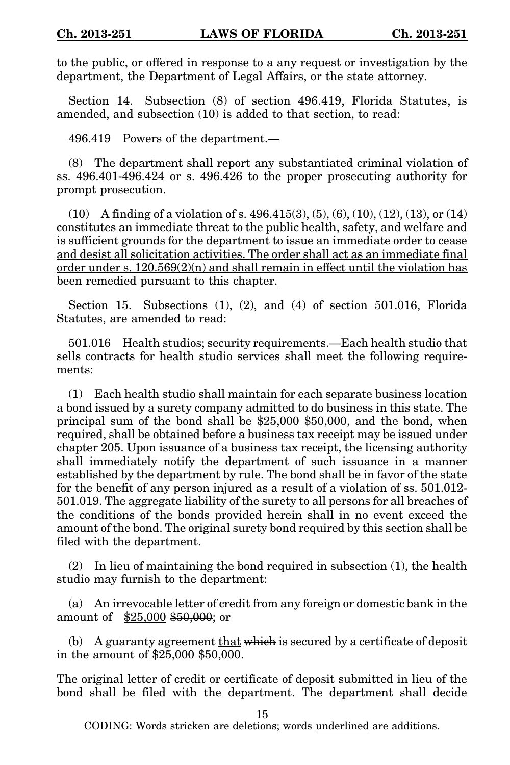<u>to the public,</u> or <u>offered</u> in response to <u>a</u> ~~any~~ request or investigation by the department, the Department of Legal Affairs, or the state attorney.

Section 14. Subsection (8) of section 496.419, Florida Statutes, is amended, and subsection (10) is added to that section, to read:

496.419 Powers of the department.—

(8) The department shall report any <u>substantiated</u> criminal violation of ss. 496.401-496.424 or s. 496.426 to the proper prosecuting authority for prompt prosecution.

<u>(10) A finding of a violation of s. 496.415(3), (5), (6), (10), (12), (13), or (14) constitutes an immediate threat to the public health, safety, and welfare and is sufficient grounds for the department to issue an immediate order to cease and desist all solicitation activities. The order shall act as an immediate final order under s. 120.569(2)(n) and shall remain in effect until the violation has been remedied pursuant to this chapter.</u>

Section 15. Subsections (1), (2), and (4) of section 501.016, Florida Statutes, are amended to read:

501.016 Health studios; security requirements.—Each health studio that sells contracts for health studio services shall meet the following requirements:

(1) Each health studio shall maintain for each separate business location a bond issued by a surety company admitted to do business in this state. The principal sum of the bond shall be <u>$25,000</u> ~~$50,000~~, and the bond, when required, shall be obtained before a business tax receipt may be issued under chapter 205. Upon issuance of a business tax receipt, the licensing authority shall immediately notify the department of such issuance in a manner established by the department by rule. The bond shall be in favor of the state for the benefit of any person injured as a result of a violation of ss. 501.012-501.019. The aggregate liability of the surety to all persons for all breaches of the conditions of the bonds provided herein shall in no event exceed the amount of the bond. The original surety bond required by this section shall be filed with the department.

(2) In lieu of maintaining the bond required in subsection (1), the health studio may furnish to the department:

(a) An irrevocable letter of credit from any foreign or domestic bank in the amount of <u>$25,000</u> ~~$50,000~~; or

(b) A guaranty agreement <u>that</u> ~~which~~ is secured by a certificate of deposit in the amount of <u>$25,000</u> ~~$50,000~~.

The original letter of credit or certificate of deposit submitted in lieu of the bond shall be filed with the department. The department shall decide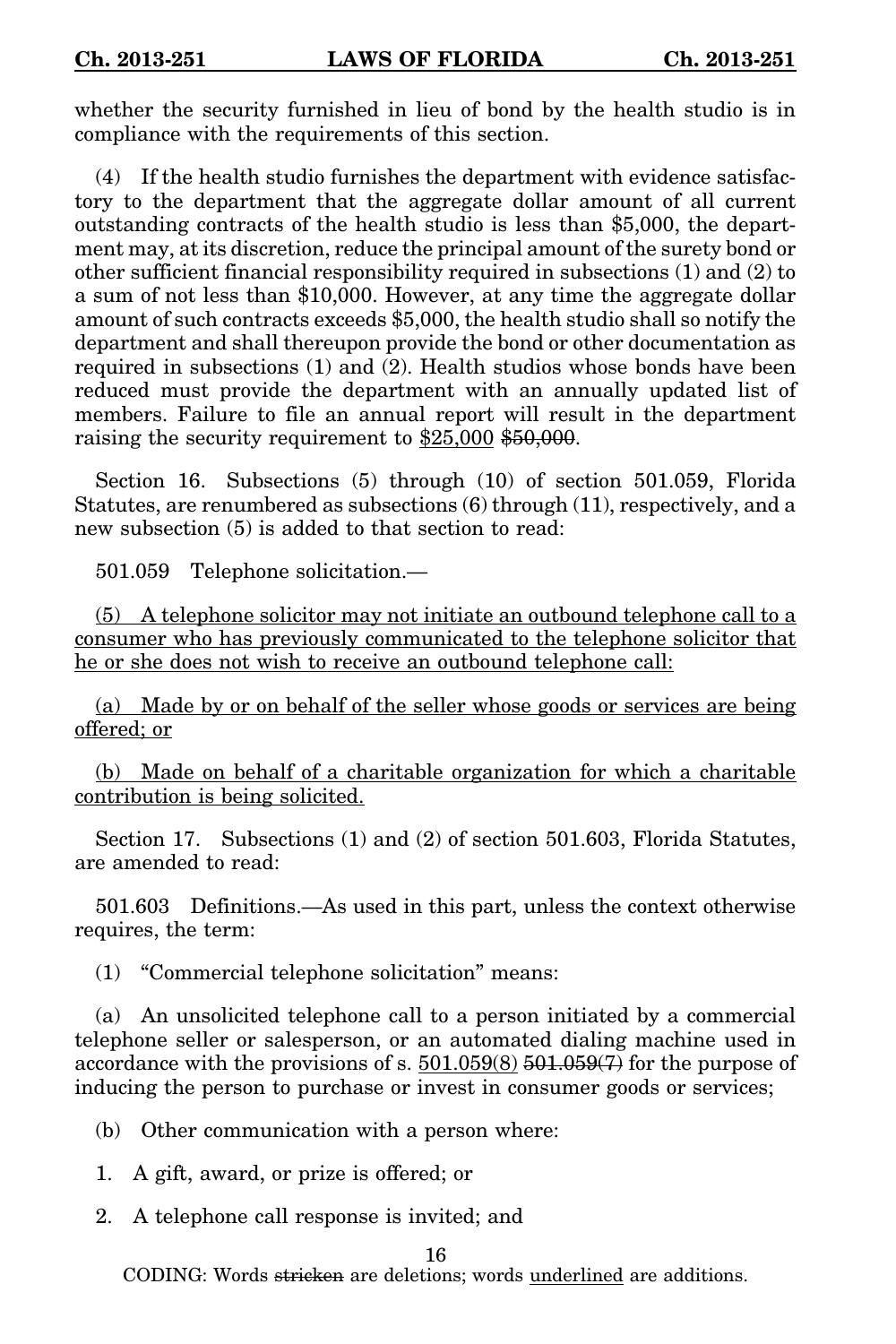whether the security furnished in lieu of bond by the health studio is in compliance with the requirements of this section.

(4) If the health studio furnishes the department with evidence satisfactory to the department that the aggregate dollar amount of all current outstanding contracts of the health studio is less than $5,000, the department may, at its discretion, reduce the principal amount of the surety bond or other sufficient financial responsibility required in subsections (1) and (2) to a sum of not less than $10,000. However, at any time the aggregate dollar amount of such contracts exceeds $5,000, the health studio shall so notify the department and shall thereupon provide the bond or other documentation as required in subsections (1) and (2). Health studios whose bonds have been reduced must provide the department with an annually updated list of members. Failure to file an annual report will result in the department raising the security requirement to <u>$25,000</u> ~~$50,000~~.

Section 16. Subsections (5) through (10) of section 501.059, Florida Statutes, are renumbered as subsections (6) through (11), respectively, and a new subsection (5) is added to that section to read:

501.059 Telephone solicitation.—

<u>(5) A telephone solicitor may not initiate an outbound telephone call to a consumer who has previously communicated to the telephone solicitor that he or she does not wish to receive an outbound telephone call:</u>

<u>(a) Made by or on behalf of the seller whose goods or services are being offered; or</u>

<u>(b) Made on behalf of a charitable organization for which a charitable contribution is being solicited.</u>

Section 17. Subsections (1) and (2) of section 501.603, Florida Statutes, are amended to read:

501.603 Definitions.—As used in this part, unless the context otherwise requires, the term:

(1) "Commercial telephone solicitation" means:

(a) An unsolicited telephone call to a person initiated by a commercial telephone seller or salesperson, or an automated dialing machine used in accordance with the provisions of s. <u>501.059(8)</u> ~~501.059(7)~~ for the purpose of inducing the person to purchase or invest in consumer goods or services;

(b) Other communication with a person where:

1. A gift, award, or prize is offered; or

2. A telephone call response is invited; and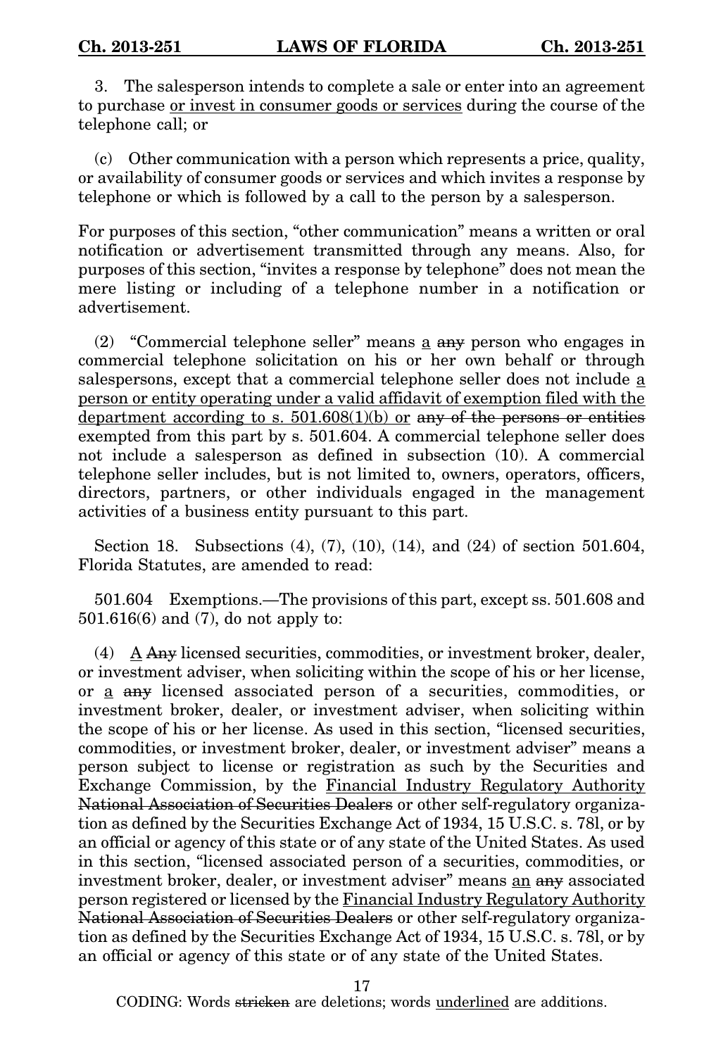3. The salesperson intends to complete a sale or enter into an agreement to purchase <u>or invest in consumer goods or services</u> during the course of the telephone call; or

(c) Other communication with a person which represents a price, quality, or availability of consumer goods or services and which invites a response by telephone or which is followed by a call to the person by a salesperson.

For purposes of this section, "other communication" means a written or oral notification or advertisement transmitted through any means. Also, for purposes of this section, "invites a response by telephone" does not mean the mere listing or including of a telephone number in a notification or advertisement.

(2) "Commercial telephone seller" means <u>a</u> ~~any~~ person who engages in commercial telephone solicitation on his or her own behalf or through salespersons, except that a commercial telephone seller does not include <u>a person or entity operating under a valid affidavit of exemption filed with the department according to s. 501.608(1)(b) or</u> ~~any of the persons or entities~~ exempted from this part by s. 501.604. A commercial telephone seller does not include a salesperson as defined in subsection (10). A commercial telephone seller includes, but is not limited to, owners, operators, officers, directors, partners, or other individuals engaged in the management activities of a business entity pursuant to this part.

Section 18. Subsections (4), (7), (10), (14), and (24) of section 501.604, Florida Statutes, are amended to read:

501.604 Exemptions.—The provisions of this part, except ss. 501.608 and 501.616(6) and (7), do not apply to:

(4) <u>A</u> ~~Any~~ licensed securities, commodities, or investment broker, dealer, or investment adviser, when soliciting within the scope of his or her license, or <u>a</u> ~~any~~ licensed associated person of a securities, commodities, or investment broker, dealer, or investment adviser, when soliciting within the scope of his or her license. As used in this section, "licensed securities, commodities, or investment broker, dealer, or investment adviser" means a person subject to license or registration as such by the Securities and Exchange Commission, by the <u>Financial Industry Regulatory Authority</u> ~~National Association of Securities Dealers~~ or other self-regulatory organization as defined by the Securities Exchange Act of 1934, 15 U.S.C. s. 78l, or by an official or agency of this state or of any state of the United States. As used in this section, "licensed associated person of a securities, commodities, or investment broker, dealer, or investment adviser" means <u>an</u> ~~any~~ associated person registered or licensed by the <u>Financial Industry Regulatory Authority</u> ~~National Association of Securities Dealers~~ or other self-regulatory organization as defined by the Securities Exchange Act of 1934, 15 U.S.C. s. 78l, or by an official or agency of this state or of any state of the United States.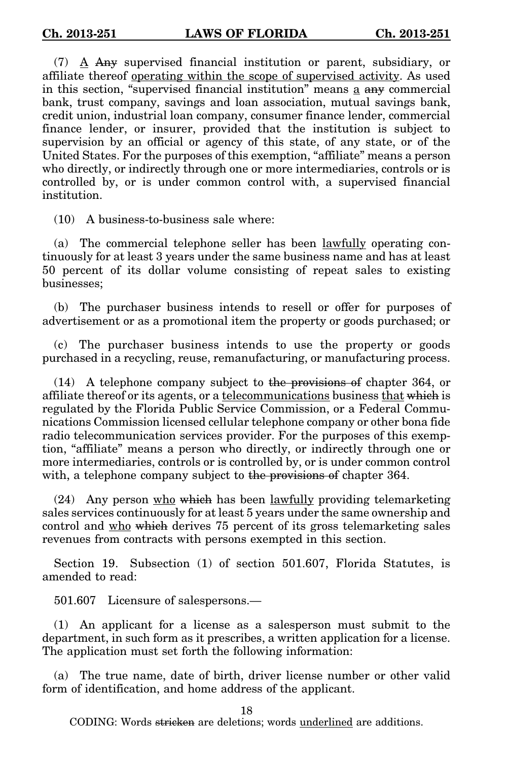(7) <u>A</u> ~~Any~~ supervised financial institution or parent, subsidiary, or affiliate thereof <u>operating within the scope of supervised activity</u>. As used in this section, "supervised financial institution" means <u>a</u> ~~any~~ commercial bank, trust company, savings and loan association, mutual savings bank, credit union, industrial loan company, consumer finance lender, commercial finance lender, or insurer, provided that the institution is subject to supervision by an official or agency of this state, of any state, or of the United States. For the purposes of this exemption, "affiliate" means a person who directly, or indirectly through one or more intermediaries, controls or is controlled by, or is under common control with, a supervised financial institution.

(10) A business-to-business sale where:

(a) The commercial telephone seller has been <u>lawfully</u> operating continuously for at least 3 years under the same business name and has at least 50 percent of its dollar volume consisting of repeat sales to existing businesses;

(b) The purchaser business intends to resell or offer for purposes of advertisement or as a promotional item the property or goods purchased; or

(c) The purchaser business intends to use the property or goods purchased in a recycling, reuse, remanufacturing, or manufacturing process.

(14) A telephone company subject to ~~the provisions of~~ chapter 364, or affiliate thereof or its agents, or a <u>telecommunications</u> business <u>that</u> ~~which~~ is regulated by the Florida Public Service Commission, or a Federal Communications Commission licensed cellular telephone company or other bona fide radio telecommunication services provider. For the purposes of this exemption, "affiliate" means a person who directly, or indirectly through one or more intermediaries, controls or is controlled by, or is under common control with, a telephone company subject to ~~the provisions of~~ chapter 364.

(24) Any person <u>who</u> ~~which~~ has been <u>lawfully</u> providing telemarketing sales services continuously for at least 5 years under the same ownership and control and <u>who</u> ~~which~~ derives 75 percent of its gross telemarketing sales revenues from contracts with persons exempted in this section.

Section 19. Subsection (1) of section 501.607, Florida Statutes, is amended to read:

501.607 Licensure of salespersons.—

(1) An applicant for a license as a salesperson must submit to the department, in such form as it prescribes, a written application for a license. The application must set forth the following information:

(a) The true name, date of birth, driver license number or other valid form of identification, and home address of the applicant.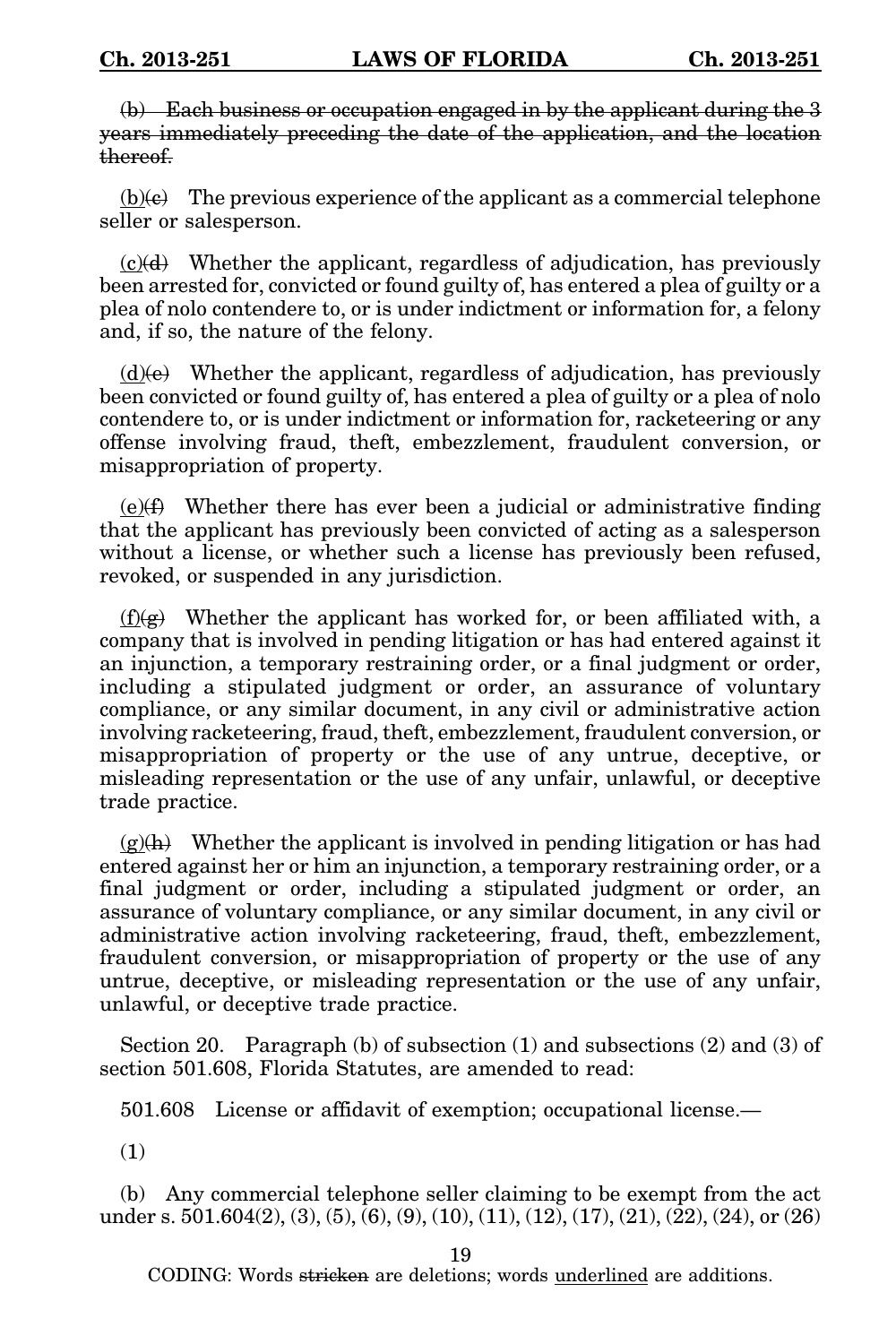~~(b) Each business or occupation engaged in by the applicant during the 3 years immediately preceding the date of the application, and the location thereof.~~

<u>(b)</u>~~(c)~~ The previous experience of the applicant as a commercial telephone seller or salesperson.

<u>(c)</u>~~(d)~~ Whether the applicant, regardless of adjudication, has previously been arrested for, convicted or found guilty of, has entered a plea of guilty or a plea of nolo contendere to, or is under indictment or information for, a felony and, if so, the nature of the felony.

<u>(d)</u>~~(e)~~ Whether the applicant, regardless of adjudication, has previously been convicted or found guilty of, has entered a plea of guilty or a plea of nolo contendere to, or is under indictment or information for, racketeering or any offense involving fraud, theft, embezzlement, fraudulent conversion, or misappropriation of property.

<u>(e)</u>~~(f)~~ Whether there has ever been a judicial or administrative finding that the applicant has previously been convicted of acting as a salesperson without a license, or whether such a license has previously been refused, revoked, or suspended in any jurisdiction.

<u>(f)</u>~~(g)~~ Whether the applicant has worked for, or been affiliated with, a company that is involved in pending litigation or has had entered against it an injunction, a temporary restraining order, or a final judgment or order, including a stipulated judgment or order, an assurance of voluntary compliance, or any similar document, in any civil or administrative action involving racketeering, fraud, theft, embezzlement, fraudulent conversion, or misappropriation of property or the use of any untrue, deceptive, or misleading representation or the use of any unfair, unlawful, or deceptive trade practice.

<u>(g)</u>~~(h)~~ Whether the applicant is involved in pending litigation or has had entered against her or him an injunction, a temporary restraining order, or a final judgment or order, including a stipulated judgment or order, an assurance of voluntary compliance, or any similar document, in any civil or administrative action involving racketeering, fraud, theft, embezzlement, fraudulent conversion, or misappropriation of property or the use of any untrue, deceptive, or misleading representation or the use of any unfair, unlawful, or deceptive trade practice.

Section 20. Paragraph (b) of subsection (1) and subsections (2) and (3) of section 501.608, Florida Statutes, are amended to read:

501.608 License or affidavit of exemption; occupational license.—

(1)

(b) Any commercial telephone seller claiming to be exempt from the act under s. 501.604(2), (3), (5), (6), (9), (10), (11), (12), (17), (21), (22), (24), or (26)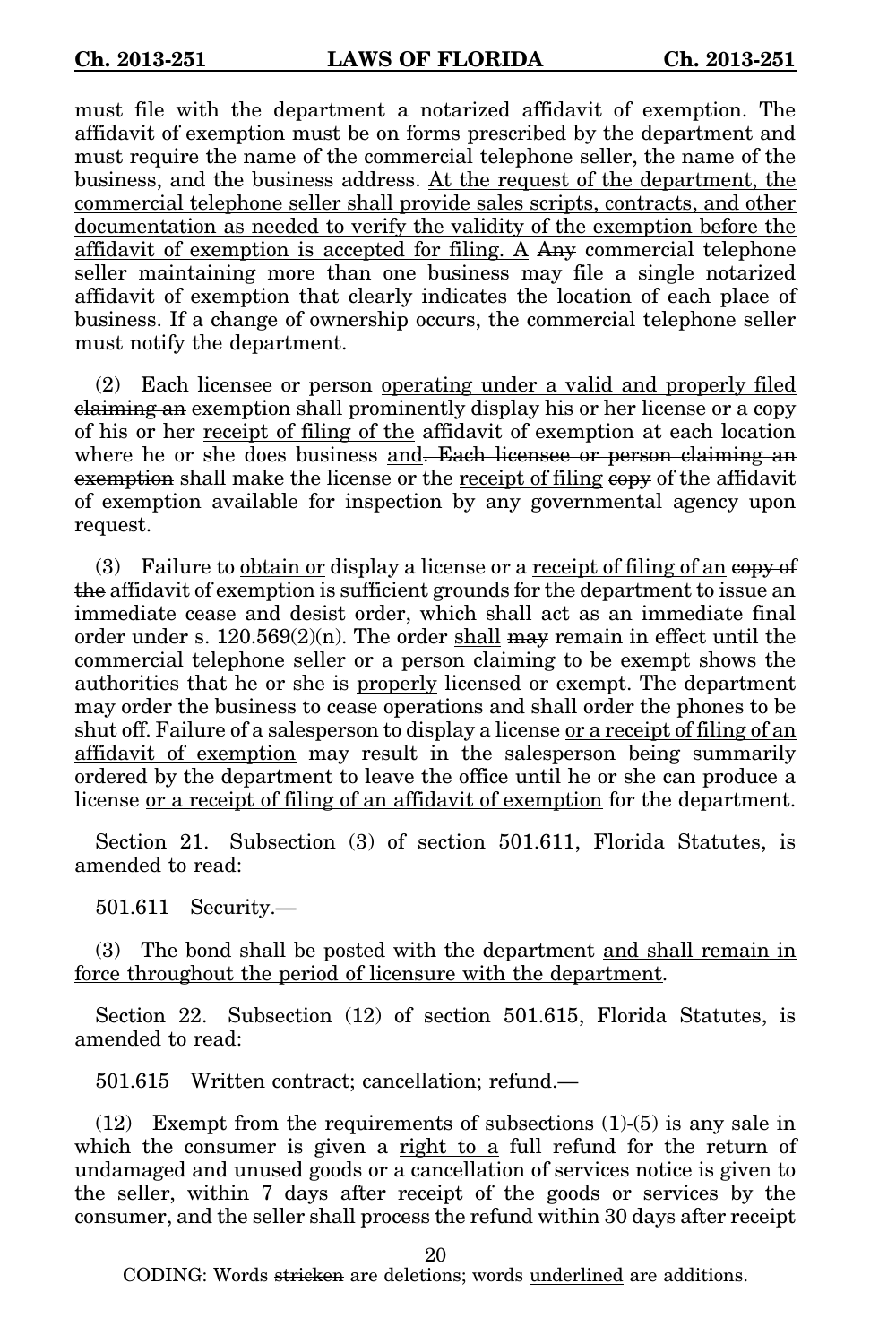must file with the department a notarized affidavit of exemption. The affidavit of exemption must be on forms prescribed by the department and must require the name of the commercial telephone seller, the name of the business, and the business address. <u>At the request of the department, the commercial telephone seller shall provide sales scripts, contracts, and other documentation as needed to verify the validity of the exemption before the affidavit of exemption is accepted for filing. A</u> ~~Any~~ commercial telephone seller maintaining more than one business may file a single notarized affidavit of exemption that clearly indicates the location of each place of business. If a change of ownership occurs, the commercial telephone seller must notify the department.

(2) Each licensee or person <u>operating under a valid and properly filed</u> ~~claiming an~~ exemption shall prominently display his or her license or a copy of his or her <u>receipt of filing of the</u> affidavit of exemption at each location where he or she does business <u>and</u>~~. Each licensee or person claiming an exemption~~ shall make the license or the <u>receipt of filing</u> ~~copy~~ of the affidavit of exemption available for inspection by any governmental agency upon request.

(3) Failure to <u>obtain or</u> display a license or a <u>receipt of filing of an</u> ~~copy of the~~ affidavit of exemption is sufficient grounds for the department to issue an immediate cease and desist order, which shall act as an immediate final order under s. 120.569(2)(n). The order <u>shall</u> ~~may~~ remain in effect until the commercial telephone seller or a person claiming to be exempt shows the authorities that he or she is <u>properly</u> licensed or exempt. The department may order the business to cease operations and shall order the phones to be shut off. Failure of a salesperson to display a license <u>or a receipt of filing of an affidavit of exemption</u> may result in the salesperson being summarily ordered by the department to leave the office until he or she can produce a license <u>or a receipt of filing of an affidavit of exemption</u> for the department.

Section 21. Subsection (3) of section 501.611, Florida Statutes, is amended to read:

501.611 Security.—

(3) The bond shall be posted with the department <u>and shall remain in force throughout the period of licensure with the department</u>.

Section 22. Subsection (12) of section 501.615, Florida Statutes, is amended to read:

501.615 Written contract; cancellation; refund.—

(12) Exempt from the requirements of subsections (1)-(5) is any sale in which the consumer is given a <u>right to a</u> full refund for the return of undamaged and unused goods or a cancellation of services notice is given to the seller, within 7 days after receipt of the goods or services by the consumer, and the seller shall process the refund within 30 days after receipt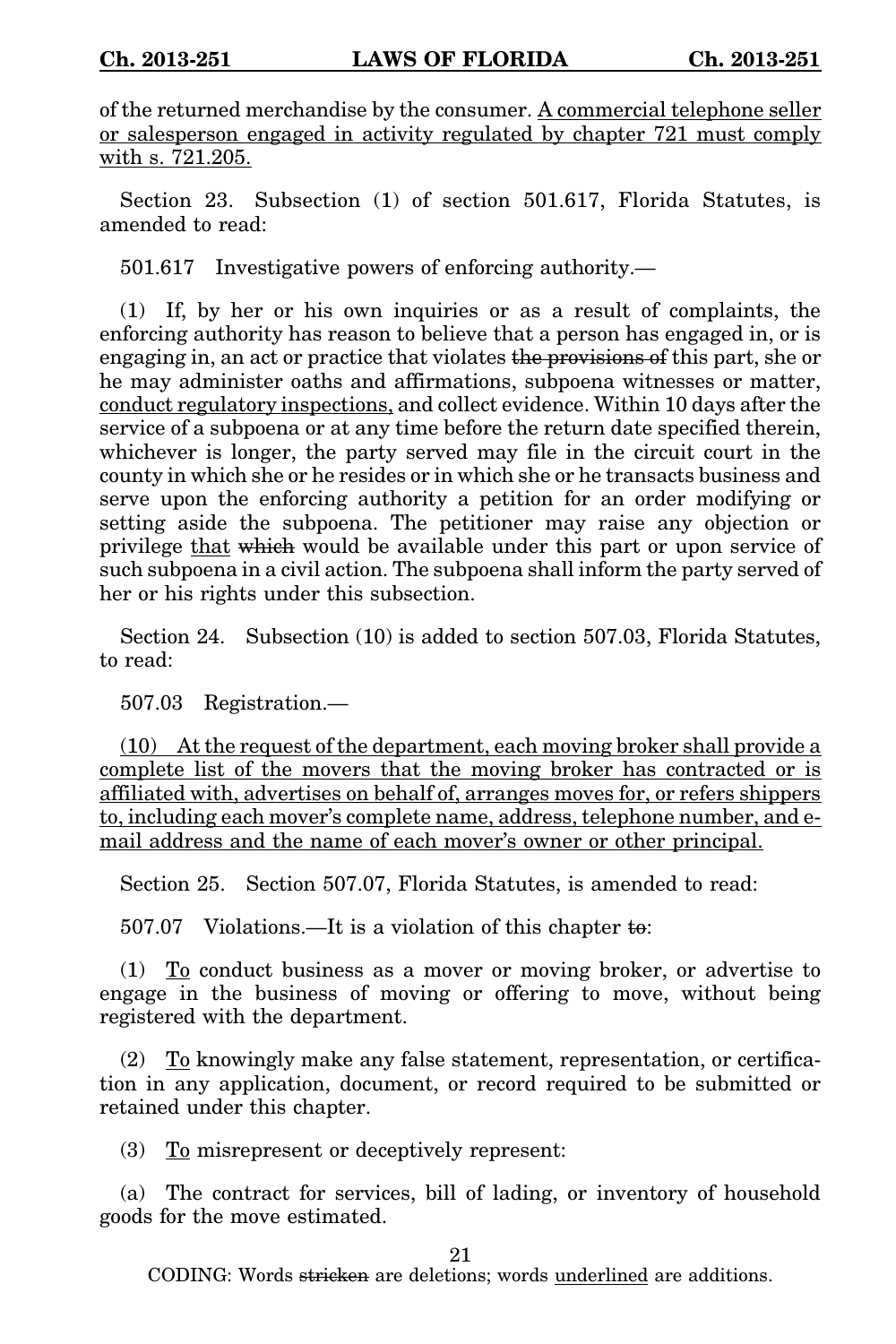of the returned merchandise by the consumer. <u>A commercial telephone seller or salesperson engaged in activity regulated by chapter 721 must comply with s. 721.205.</u>

Section 23. Subsection (1) of section 501.617, Florida Statutes, is amended to read:

501.617 Investigative powers of enforcing authority.—

(1) If, by her or his own inquiries or as a result of complaints, the enforcing authority has reason to believe that a person has engaged in, or is engaging in, an act or practice that violates ~~the provisions of~~ this part, she or he may administer oaths and affirmations, subpoena witnesses or matter, <u>conduct regulatory inspections,</u> and collect evidence. Within 10 days after the service of a subpoena or at any time before the return date specified therein, whichever is longer, the party served may file in the circuit court in the county in which she or he resides or in which she or he transacts business and serve upon the enforcing authority a petition for an order modifying or setting aside the subpoena. The petitioner may raise any objection or privilege <u>that</u> ~~which~~ would be available under this part or upon service of such subpoena in a civil action. The subpoena shall inform the party served of her or his rights under this subsection.

Section 24. Subsection (10) is added to section 507.03, Florida Statutes, to read:

507.03 Registration.—

<u>(10) At the request of the department, each moving broker shall provide a complete list of the movers that the moving broker has contracted or is affiliated with, advertises on behalf of, arranges moves for, or refers shippers to, including each mover's complete name, address, telephone number, and e-mail address and the name of each mover's owner or other principal.</u>

Section 25. Section 507.07, Florida Statutes, is amended to read:

507.07 Violations.—It is a violation of this chapter ~~to~~:

(1) <u>To</u> conduct business as a mover or moving broker, or advertise to engage in the business of moving or offering to move, without being registered with the department.

(2) <u>To</u> knowingly make any false statement, representation, or certification in any application, document, or record required to be submitted or retained under this chapter.

(3) <u>To</u> misrepresent or deceptively represent:

(a) The contract for services, bill of lading, or inventory of household goods for the move estimated.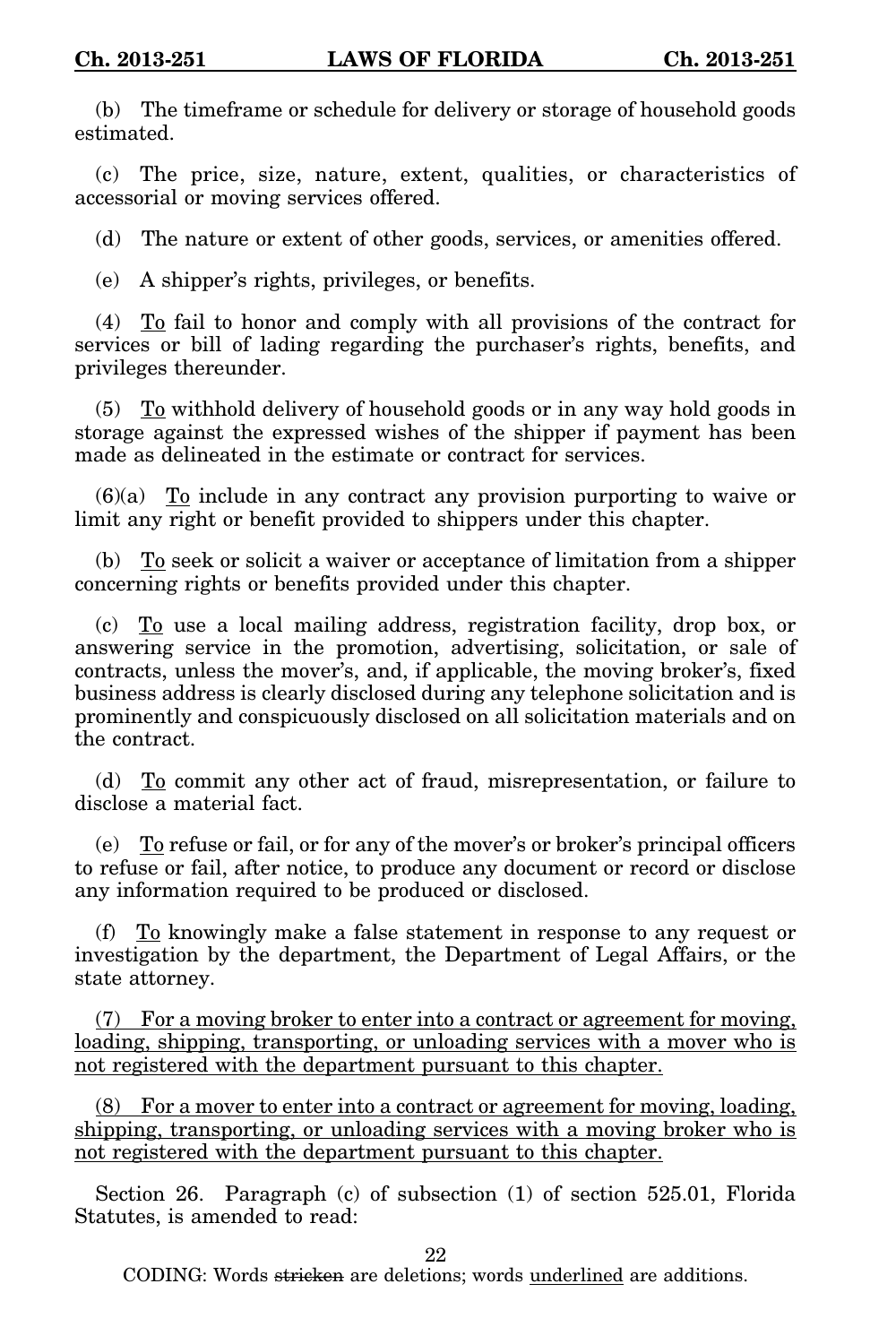(b) The timeframe or schedule for delivery or storage of household goods estimated.

(c) The price, size, nature, extent, qualities, or characteristics of accessorial or moving services offered.

(d) The nature or extent of other goods, services, or amenities offered.

(e) A shipper's rights, privileges, or benefits.

(4) <u>To</u> fail to honor and comply with all provisions of the contract for services or bill of lading regarding the purchaser's rights, benefits, and privileges thereunder.

(5) <u>To</u> withhold delivery of household goods or in any way hold goods in storage against the expressed wishes of the shipper if payment has been made as delineated in the estimate or contract for services.

(6)(a) <u>To</u> include in any contract any provision purporting to waive or limit any right or benefit provided to shippers under this chapter.

(b) <u>To</u> seek or solicit a waiver or acceptance of limitation from a shipper concerning rights or benefits provided under this chapter.

(c) <u>To</u> use a local mailing address, registration facility, drop box, or answering service in the promotion, advertising, solicitation, or sale of contracts, unless the mover's, and, if applicable, the moving broker's, fixed business address is clearly disclosed during any telephone solicitation and is prominently and conspicuously disclosed on all solicitation materials and on the contract.

(d) <u>To</u> commit any other act of fraud, misrepresentation, or failure to disclose a material fact.

(e) <u>To</u> refuse or fail, or for any of the mover's or broker's principal officers to refuse or fail, after notice, to produce any document or record or disclose any information required to be produced or disclosed.

(f) <u>To</u> knowingly make a false statement in response to any request or investigation by the department, the Department of Legal Affairs, or the state attorney.

<u>(7) For a moving broker to enter into a contract or agreement for moving, loading, shipping, transporting, or unloading services with a mover who is not registered with the department pursuant to this chapter.</u>

<u>(8) For a mover to enter into a contract or agreement for moving, loading, shipping, transporting, or unloading services with a moving broker who is not registered with the department pursuant to this chapter.</u>

Section 26. Paragraph (c) of subsection (1) of section 525.01, Florida Statutes, is amended to read:

CODING: Words ~~stricken~~ are deletions; words <u>underlined</u> are additions.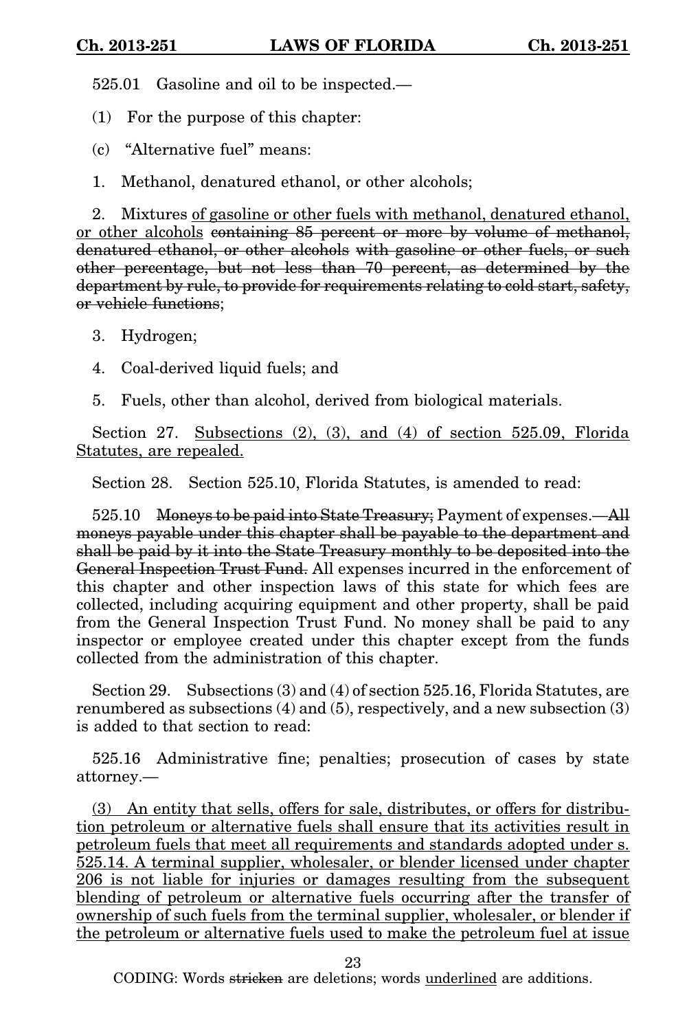525.01 Gasoline and oil to be inspected.—

(1) For the purpose of this chapter:

(c) "Alternative fuel" means:

1. Methanol, denatured ethanol, or other alcohols;

2. Mixtures <u>of gasoline or other fuels with methanol, denatured ethanol, or other alcohols</u> ~~containing 85 percent or more by volume of methanol, denatured ethanol, or other alcohols with gasoline or other fuels, or such other percentage, but not less than 70 percent, as determined by the department by rule, to provide for requirements relating to cold start, safety, or vehicle functions~~;

3. Hydrogen;

4. Coal-derived liquid fuels; and

5. Fuels, other than alcohol, derived from biological materials.

Section 27. <u>Subsections (2), (3), and (4) of section 525.09, Florida Statutes, are repealed.</u>

Section 28. Section 525.10, Florida Statutes, is amended to read:

525.10 ~~Moneys to be paid into State Treasury;~~ Payment of expenses.—~~All moneys payable under this chapter shall be payable to the department and shall be paid by it into the State Treasury monthly to be deposited into the General Inspection Trust Fund.~~ All expenses incurred in the enforcement of this chapter and other inspection laws of this state for which fees are collected, including acquiring equipment and other property, shall be paid from the General Inspection Trust Fund. No money shall be paid to any inspector or employee created under this chapter except from the funds collected from the administration of this chapter.

Section 29. Subsections (3) and (4) of section 525.16, Florida Statutes, are renumbered as subsections (4) and (5), respectively, and a new subsection (3) is added to that section to read:

525.16 Administrative fine; penalties; prosecution of cases by state attorney.—

<u>(3) An entity that sells, offers for sale, distributes, or offers for distribution petroleum or alternative fuels shall ensure that its activities result in petroleum fuels that meet all requirements and standards adopted under s. 525.14. A terminal supplier, wholesaler, or blender licensed under chapter 206 is not liable for injuries or damages resulting from the subsequent blending of petroleum or alternative fuels occurring after the transfer of ownership of such fuels from the terminal supplier, wholesaler, or blender if the petroleum or alternative fuels used to make the petroleum fuel at issue</u>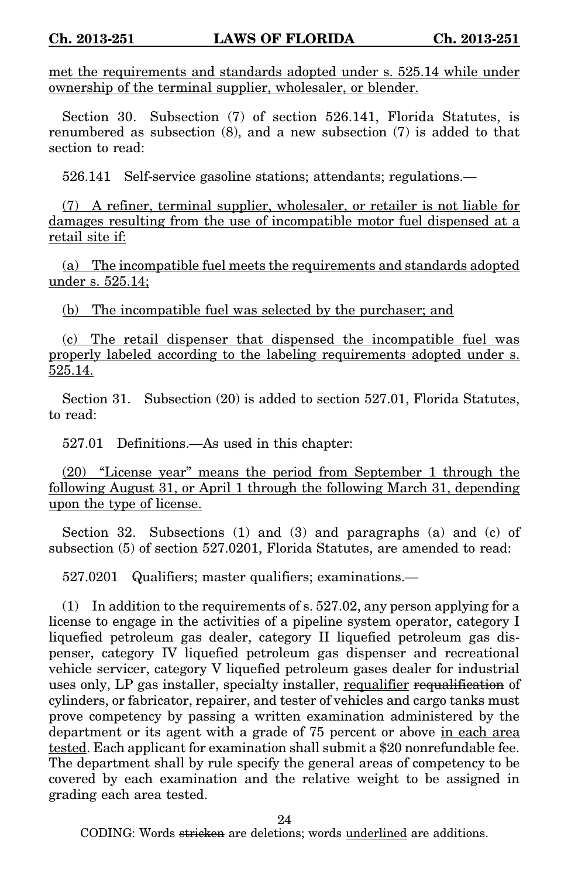met the requirements and standards adopted under s. 525.14 while under ownership of the terminal supplier, wholesaler, or blender.

Section 30. Subsection (7) of section 526.141, Florida Statutes, is renumbered as subsection (8), and a new subsection (7) is added to that section to read:

526.141 Self-service gasoline stations; attendants; regulations.—

(7) A refiner, terminal supplier, wholesaler, or retailer is not liable for damages resulting from the use of incompatible motor fuel dispensed at a retail site if:

(a) The incompatible fuel meets the requirements and standards adopted under s. 525.14;

(b) The incompatible fuel was selected by the purchaser; and

(c) The retail dispenser that dispensed the incompatible fuel was properly labeled according to the labeling requirements adopted under s. 525.14.

Section 31. Subsection (20) is added to section 527.01, Florida Statutes, to read:

527.01 Definitions.—As used in this chapter:

(20) "License year" means the period from September 1 through the following August 31, or April 1 through the following March 31, depending upon the type of license.

Section 32. Subsections (1) and (3) and paragraphs (a) and (c) of subsection (5) of section 527.0201, Florida Statutes, are amended to read:

527.0201 Qualifiers; master qualifiers; examinations.—

(1) In addition to the requirements of s. 527.02, any person applying for a license to engage in the activities of a pipeline system operator, category I liquefied petroleum gas dealer, category II liquefied petroleum gas dispenser, category IV liquefied petroleum gas dispenser and recreational vehicle servicer, category V liquefied petroleum gases dealer for industrial uses only, LP gas installer, specialty installer, requalifier ~~requalification~~ of cylinders, or fabricator, repairer, and tester of vehicles and cargo tanks must prove competency by passing a written examination administered by the department or its agent with a grade of 75 percent or above in each area tested. Each applicant for examination shall submit a $20 nonrefundable fee. The department shall by rule specify the general areas of competency to be covered by each examination and the relative weight to be assigned in grading each area tested.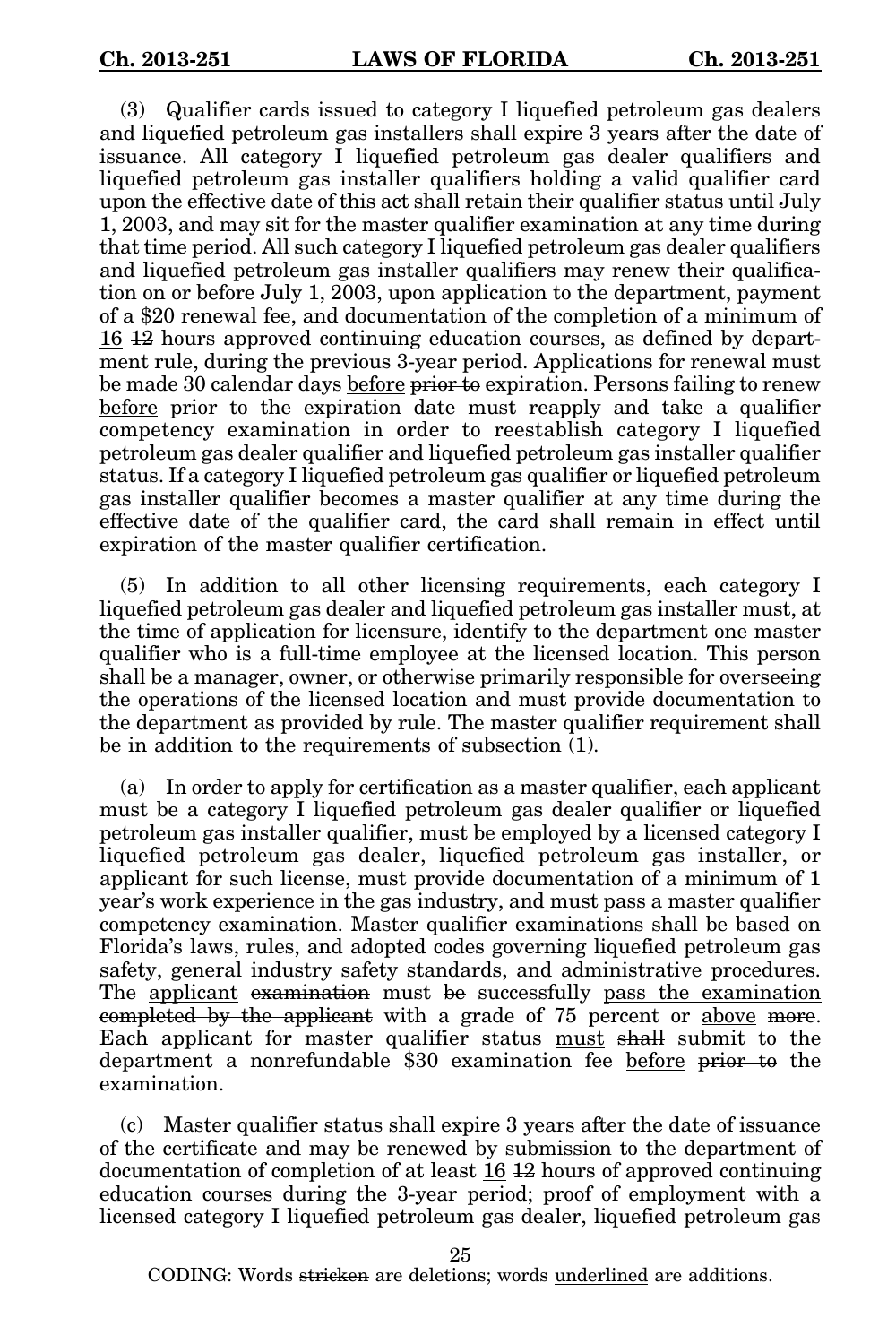(3) Qualifier cards issued to category I liquefied petroleum gas dealers and liquefied petroleum gas installers shall expire 3 years after the date of issuance. All category I liquefied petroleum gas dealer qualifiers and liquefied petroleum gas installer qualifiers holding a valid qualifier card upon the effective date of this act shall retain their qualifier status until July 1, 2003, and may sit for the master qualifier examination at any time during that time period. All such category I liquefied petroleum gas dealer qualifiers and liquefied petroleum gas installer qualifiers may renew their qualification on or before July 1, 2003, upon application to the department, payment of a $20 renewal fee, and documentation of the completion of a minimum of <u>16</u> ~~12~~ hours approved continuing education courses, as defined by department rule, during the previous 3-year period. Applications for renewal must be made 30 calendar days <u>before</u> ~~prior to~~ expiration. Persons failing to renew <u>before</u> ~~prior to~~ the expiration date must reapply and take a qualifier competency examination in order to reestablish category I liquefied petroleum gas dealer qualifier and liquefied petroleum gas installer qualifier status. If a category I liquefied petroleum gas qualifier or liquefied petroleum gas installer qualifier becomes a master qualifier at any time during the effective date of the qualifier card, the card shall remain in effect until expiration of the master qualifier certification.

(5) In addition to all other licensing requirements, each category I liquefied petroleum gas dealer and liquefied petroleum gas installer must, at the time of application for licensure, identify to the department one master qualifier who is a full-time employee at the licensed location. This person shall be a manager, owner, or otherwise primarily responsible for overseeing the operations of the licensed location and must provide documentation to the department as provided by rule. The master qualifier requirement shall be in addition to the requirements of subsection (1).

(a) In order to apply for certification as a master qualifier, each applicant must be a category I liquefied petroleum gas dealer qualifier or liquefied petroleum gas installer qualifier, must be employed by a licensed category I liquefied petroleum gas dealer, liquefied petroleum gas installer, or applicant for such license, must provide documentation of a minimum of 1 year's work experience in the gas industry, and must pass a master qualifier competency examination. Master qualifier examinations shall be based on Florida's laws, rules, and adopted codes governing liquefied petroleum gas safety, general industry safety standards, and administrative procedures. The <u>applicant</u> ~~examination~~ must ~~be~~ successfully <u>pass the examination</u> ~~completed by the applicant~~ with a grade of 75 percent or <u>above</u> ~~more~~. Each applicant for master qualifier status <u>must</u> ~~shall~~ submit to the department a nonrefundable $30 examination fee <u>before</u> ~~prior to~~ the examination.

(c) Master qualifier status shall expire 3 years after the date of issuance of the certificate and may be renewed by submission to the department of documentation of completion of at least <u>16</u> ~~12~~ hours of approved continuing education courses during the 3-year period; proof of employment with a licensed category I liquefied petroleum gas dealer, liquefied petroleum gas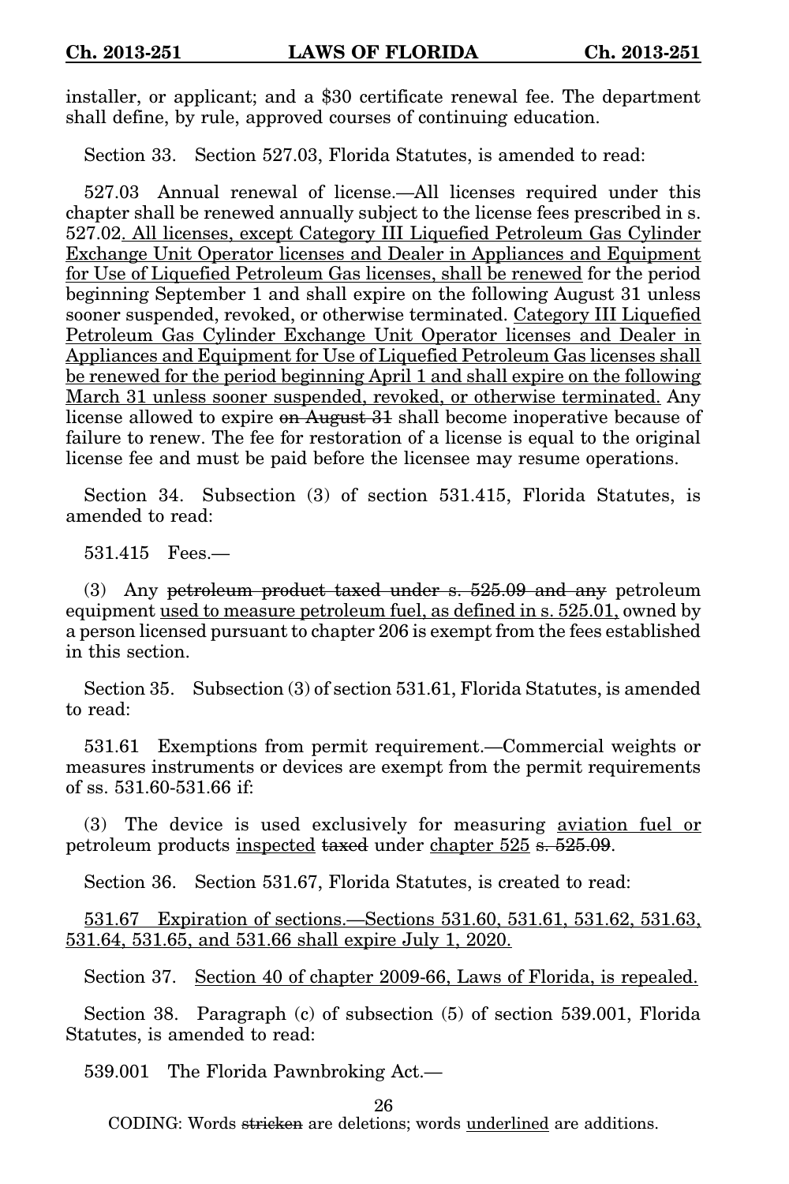installer, or applicant; and a $30 certificate renewal fee. The department shall define, by rule, approved courses of continuing education.

Section 33. Section 527.03, Florida Statutes, is amended to read:

527.03 Annual renewal of license.—All licenses required under this chapter shall be renewed annually subject to the license fees prescribed in s. 527.02<u>. All licenses, except Category III Liquefied Petroleum Gas Cylinder Exchange Unit Operator licenses and Dealer in Appliances and Equipment for Use of Liquefied Petroleum Gas licenses, shall be renewed</u> for the period beginning September 1 and shall expire on the following August 31 unless sooner suspended, revoked, or otherwise terminated. <u>Category III Liquefied Petroleum Gas Cylinder Exchange Unit Operator licenses and Dealer in Appliances and Equipment for Use of Liquefied Petroleum Gas licenses shall be renewed for the period beginning April 1 and shall expire on the following March 31 unless sooner suspended, revoked, or otherwise terminated.</u> Any license allowed to expire ~~on August 31~~ shall become inoperative because of failure to renew. The fee for restoration of a license is equal to the original license fee and must be paid before the licensee may resume operations.

Section 34. Subsection (3) of section 531.415, Florida Statutes, is amended to read:

531.415 Fees.—

(3) Any ~~petroleum product taxed under s. 525.09 and any~~ petroleum equipment <u>used to measure petroleum fuel, as defined in s. 525.01,</u> owned by a person licensed pursuant to chapter 206 is exempt from the fees established in this section.

Section 35. Subsection (3) of section 531.61, Florida Statutes, is amended to read:

531.61 Exemptions from permit requirement.—Commercial weights or measures instruments or devices are exempt from the permit requirements of ss. 531.60-531.66 if:

(3) The device is used exclusively for measuring <u>aviation fuel or</u> petroleum products <u>inspected</u> ~~taxed~~ under <u>chapter 525</u> ~~s. 525.09~~.

Section 36. Section 531.67, Florida Statutes, is created to read:

<u>531.67 Expiration of sections.—Sections 531.60, 531.61, 531.62, 531.63, 531.64, 531.65, and 531.66 shall expire July 1, 2020.</u>

Section 37. <u>Section 40 of chapter 2009-66, Laws of Florida, is repealed.</u>

Section 38. Paragraph (c) of subsection (5) of section 539.001, Florida Statutes, is amended to read:

539.001 The Florida Pawnbroking Act.—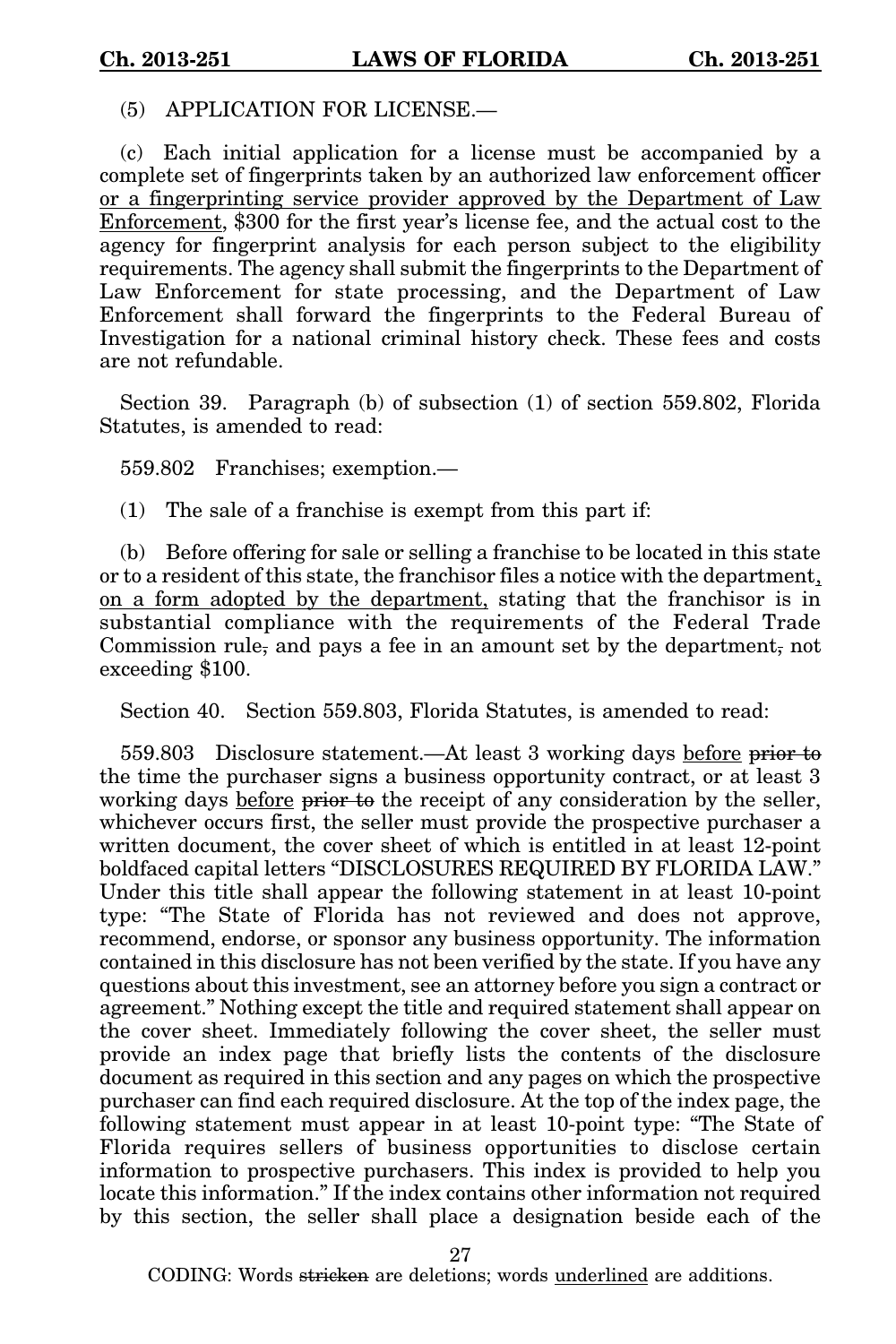(5) APPLICATION FOR LICENSE.—

(c) Each initial application for a license must be accompanied by a complete set of fingerprints taken by an authorized law enforcement officer <u>or a fingerprinting service provider approved by the Department of Law Enforcement</u>, $300 for the first year's license fee, and the actual cost to the agency for fingerprint analysis for each person subject to the eligibility requirements. The agency shall submit the fingerprints to the Department of Law Enforcement for state processing, and the Department of Law Enforcement shall forward the fingerprints to the Federal Bureau of Investigation for a national criminal history check. These fees and costs are not refundable.

Section 39. Paragraph (b) of subsection (1) of section 559.802, Florida Statutes, is amended to read:

559.802 Franchises; exemption.—

(1) The sale of a franchise is exempt from this part if:

(b) Before offering for sale or selling a franchise to be located in this state or to a resident of this state, the franchisor files a notice with the department<u>, on a form adopted by the department,</u> stating that the franchisor is in substantial compliance with the requirements of the Federal Trade Commission rule~~,~~ and pays a fee in an amount set by the department~~,~~ not exceeding $100.

Section 40. Section 559.803, Florida Statutes, is amended to read:

559.803 Disclosure statement.—At least 3 working days <u>before</u> ~~prior to~~ the time the purchaser signs a business opportunity contract, or at least 3 working days <u>before</u> ~~prior to~~ the receipt of any consideration by the seller, whichever occurs first, the seller must provide the prospective purchaser a written document, the cover sheet of which is entitled in at least 12-point boldfaced capital letters "DISCLOSURES REQUIRED BY FLORIDA LAW." Under this title shall appear the following statement in at least 10-point type: "The State of Florida has not reviewed and does not approve, recommend, endorse, or sponsor any business opportunity. The information contained in this disclosure has not been verified by the state. If you have any questions about this investment, see an attorney before you sign a contract or agreement." Nothing except the title and required statement shall appear on the cover sheet. Immediately following the cover sheet, the seller must provide an index page that briefly lists the contents of the disclosure document as required in this section and any pages on which the prospective purchaser can find each required disclosure. At the top of the index page, the following statement must appear in at least 10-point type: "The State of Florida requires sellers of business opportunities to disclose certain information to prospective purchasers. This index is provided to help you locate this information." If the index contains other information not required by this section, the seller shall place a designation beside each of the

CODING: Words ~~stricken~~ are deletions; words <u>underlined</u> are additions.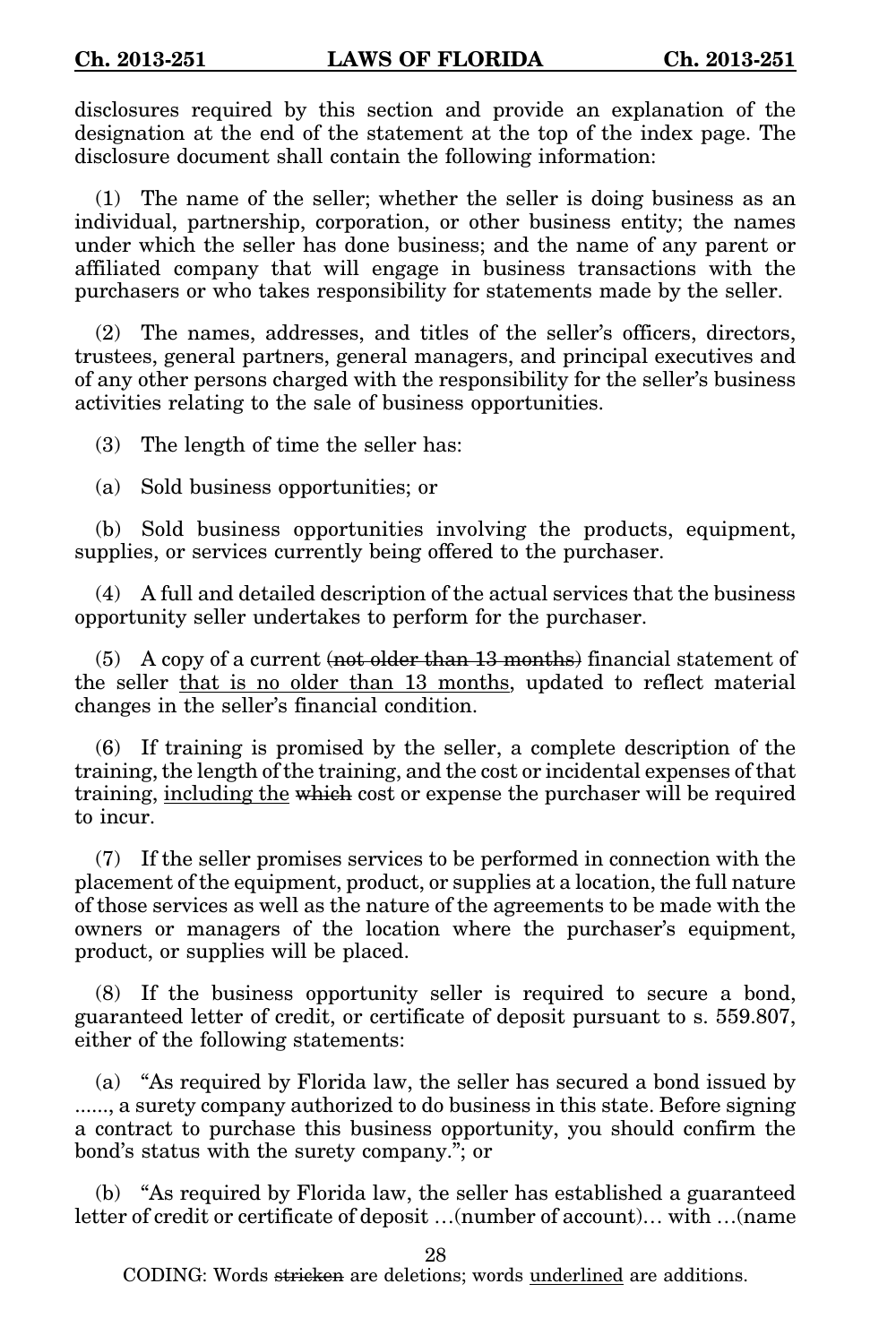disclosures required by this section and provide an explanation of the designation at the end of the statement at the top of the index page. The disclosure document shall contain the following information:

(1) The name of the seller; whether the seller is doing business as an individual, partnership, corporation, or other business entity; the names under which the seller has done business; and the name of any parent or affiliated company that will engage in business transactions with the purchasers or who takes responsibility for statements made by the seller.

(2) The names, addresses, and titles of the seller's officers, directors, trustees, general partners, general managers, and principal executives and of any other persons charged with the responsibility for the seller's business activities relating to the sale of business opportunities.

(3) The length of time the seller has:

(a) Sold business opportunities; or

(b) Sold business opportunities involving the products, equipment, supplies, or services currently being offered to the purchaser.

(4) A full and detailed description of the actual services that the business opportunity seller undertakes to perform for the purchaser.

(5) A copy of a current ~~(not older than 13 months)~~ financial statement of the seller <u>that is no older than 13 months</u>, updated to reflect material changes in the seller's financial condition.

(6) If training is promised by the seller, a complete description of the training, the length of the training, and the cost or incidental expenses of that training, <u>including the</u> ~~which~~ cost or expense the purchaser will be required to incur.

(7) If the seller promises services to be performed in connection with the placement of the equipment, product, or supplies at a location, the full nature of those services as well as the nature of the agreements to be made with the owners or managers of the location where the purchaser's equipment, product, or supplies will be placed.

(8) If the business opportunity seller is required to secure a bond, guaranteed letter of credit, or certificate of deposit pursuant to s. 559.807, either of the following statements:

(a) "As required by Florida law, the seller has secured a bond issued by ......, a surety company authorized to do business in this state. Before signing a contract to purchase this business opportunity, you should confirm the bond's status with the surety company."; or

(b) "As required by Florida law, the seller has established a guaranteed letter of credit or certificate of deposit …(number of account)… with …(name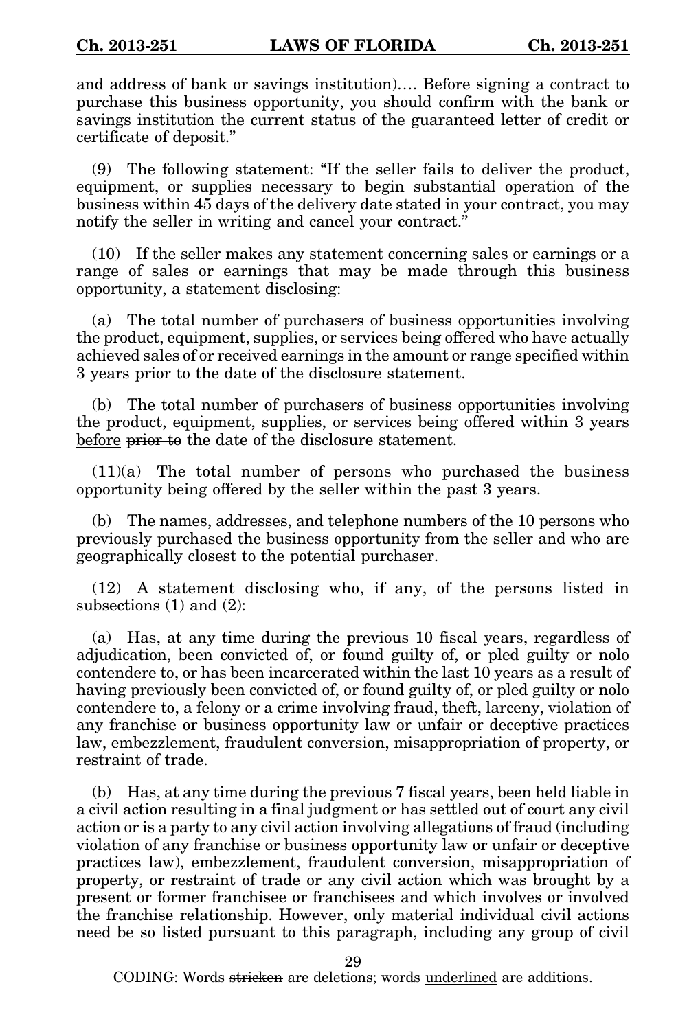and address of bank or savings institution)…. Before signing a contract to purchase this business opportunity, you should confirm with the bank or savings institution the current status of the guaranteed letter of credit or certificate of deposit."

(9) The following statement: "If the seller fails to deliver the product, equipment, or supplies necessary to begin substantial operation of the business within 45 days of the delivery date stated in your contract, you may notify the seller in writing and cancel your contract."

(10) If the seller makes any statement concerning sales or earnings or a range of sales or earnings that may be made through this business opportunity, a statement disclosing:

(a) The total number of purchasers of business opportunities involving the product, equipment, supplies, or services being offered who have actually achieved sales of or received earnings in the amount or range specified within 3 years prior to the date of the disclosure statement.

(b) The total number of purchasers of business opportunities involving the product, equipment, supplies, or services being offered within 3 years <u>before</u> ~~prior to~~ the date of the disclosure statement.

(11)(a) The total number of persons who purchased the business opportunity being offered by the seller within the past 3 years.

(b) The names, addresses, and telephone numbers of the 10 persons who previously purchased the business opportunity from the seller and who are geographically closest to the potential purchaser.

(12) A statement disclosing who, if any, of the persons listed in subsections (1) and (2):

(a) Has, at any time during the previous 10 fiscal years, regardless of adjudication, been convicted of, or found guilty of, or pled guilty or nolo contendere to, or has been incarcerated within the last 10 years as a result of having previously been convicted of, or found guilty of, or pled guilty or nolo contendere to, a felony or a crime involving fraud, theft, larceny, violation of any franchise or business opportunity law or unfair or deceptive practices law, embezzlement, fraudulent conversion, misappropriation of property, or restraint of trade.

(b) Has, at any time during the previous 7 fiscal years, been held liable in a civil action resulting in a final judgment or has settled out of court any civil action or is a party to any civil action involving allegations of fraud (including violation of any franchise or business opportunity law or unfair or deceptive practices law), embezzlement, fraudulent conversion, misappropriation of property, or restraint of trade or any civil action which was brought by a present or former franchisee or franchisees and which involves or involved the franchise relationship. However, only material individual civil actions need be so listed pursuant to this paragraph, including any group of civil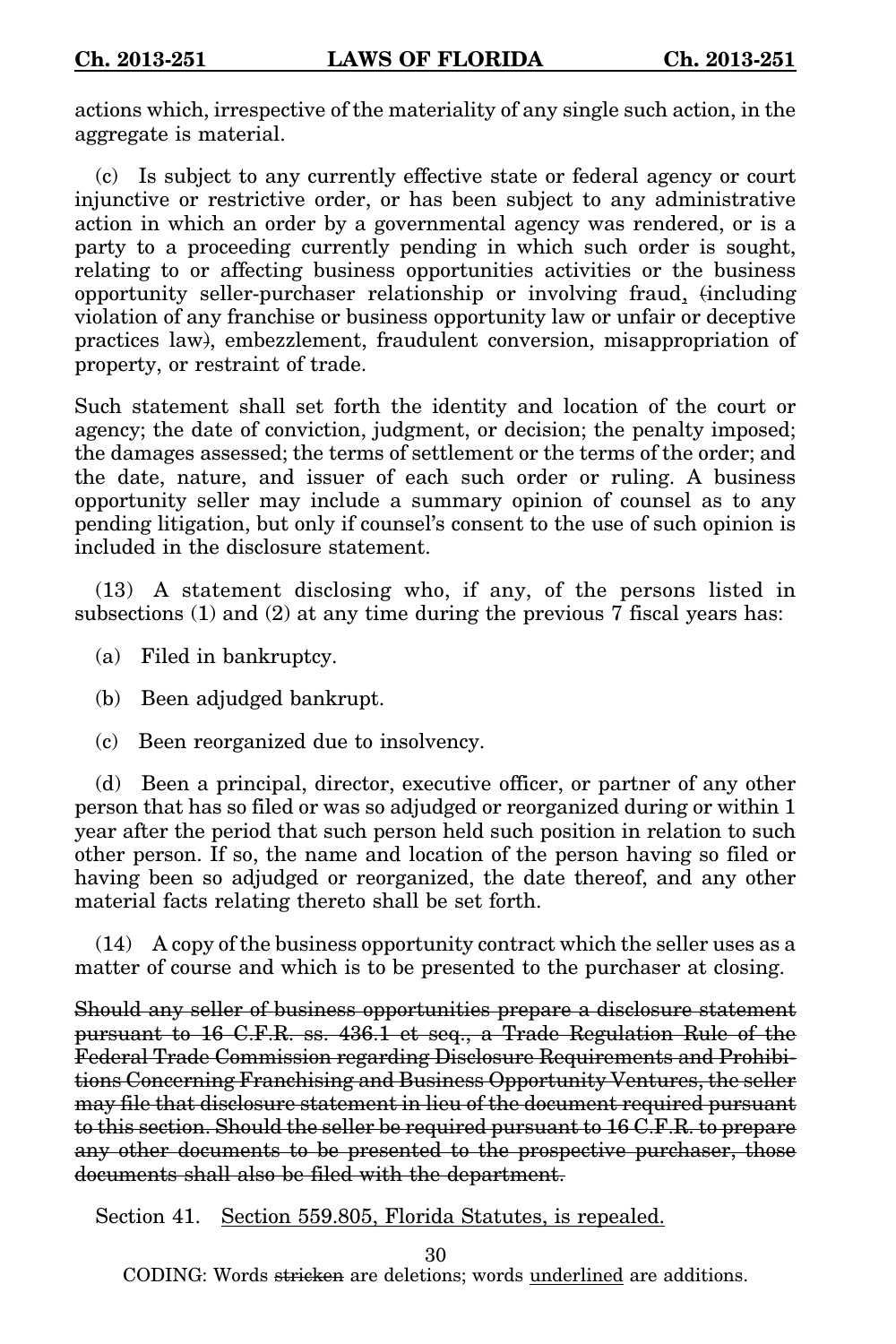actions which, irrespective of the materiality of any single such action, in the aggregate is material.

(c) Is subject to any currently effective state or federal agency or court injunctive or restrictive order, or has been subject to any administrative action in which an order by a governmental agency was rendered, or is a party to a proceeding currently pending in which such order is sought, relating to or affecting business opportunities activities or the business opportunity seller-purchaser relationship or involving fraud<u>,</u> ~~(~~including violation of any franchise or business opportunity law or unfair or deceptive practices law~~)~~, embezzlement, fraudulent conversion, misappropriation of property, or restraint of trade.

Such statement shall set forth the identity and location of the court or agency; the date of conviction, judgment, or decision; the penalty imposed; the damages assessed; the terms of settlement or the terms of the order; and the date, nature, and issuer of each such order or ruling. A business opportunity seller may include a summary opinion of counsel as to any pending litigation, but only if counsel's consent to the use of such opinion is included in the disclosure statement.

(13) A statement disclosing who, if any, of the persons listed in subsections (1) and (2) at any time during the previous 7 fiscal years has:

(a) Filed in bankruptcy.

(b) Been adjudged bankrupt.

(c) Been reorganized due to insolvency.

(d) Been a principal, director, executive officer, or partner of any other person that has so filed or was so adjudged or reorganized during or within 1 year after the period that such person held such position in relation to such other person. If so, the name and location of the person having so filed or having been so adjudged or reorganized, the date thereof, and any other material facts relating thereto shall be set forth.

(14) A copy of the business opportunity contract which the seller uses as a matter of course and which is to be presented to the purchaser at closing.

~~Should any seller of business opportunities prepare a disclosure statement pursuant to 16 C.F.R. ss. 436.1 et seq., a Trade Regulation Rule of the Federal Trade Commission regarding Disclosure Requirements and Prohibitions Concerning Franchising and Business Opportunity Ventures, the seller may file that disclosure statement in lieu of the document required pursuant to this section. Should the seller be required pursuant to 16 C.F.R. to prepare any other documents to be presented to the prospective purchaser, those documents shall also be filed with the department.~~

Section 41. <u>Section 559.805, Florida Statutes, is repealed.</u>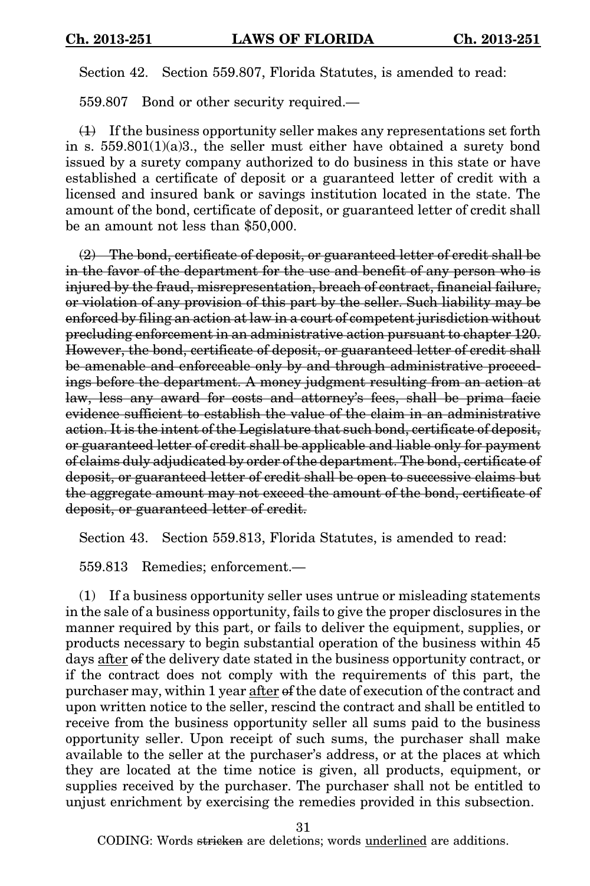Section 42. Section 559.807, Florida Statutes, is amended to read:

559.807 Bond or other security required.—

~~(1)~~ If the business opportunity seller makes any representations set forth in s. 559.801(1)(a)3., the seller must either have obtained a surety bond issued by a surety company authorized to do business in this state or have established a certificate of deposit or a guaranteed letter of credit with a licensed and insured bank or savings institution located in the state. The amount of the bond, certificate of deposit, or guaranteed letter of credit shall be an amount not less than $50,000.

~~(2) The bond, certificate of deposit, or guaranteed letter of credit shall be in the favor of the department for the use and benefit of any person who is injured by the fraud, misrepresentation, breach of contract, financial failure, or violation of any provision of this part by the seller. Such liability may be enforced by filing an action at law in a court of competent jurisdiction without precluding enforcement in an administrative action pursuant to chapter 120. However, the bond, certificate of deposit, or guaranteed letter of credit shall be amenable and enforceable only by and through administrative proceedings before the department. A money judgment resulting from an action at law, less any award for costs and attorney's fees, shall be prima facie evidence sufficient to establish the value of the claim in an administrative action. It is the intent of the Legislature that such bond, certificate of deposit, or guaranteed letter of credit shall be applicable and liable only for payment of claims duly adjudicated by order of the department. The bond, certificate of deposit, or guaranteed letter of credit shall be open to successive claims but the aggregate amount may not exceed the amount of the bond, certificate of deposit, or guaranteed letter of credit.~~

Section 43. Section 559.813, Florida Statutes, is amended to read:

559.813 Remedies; enforcement.—

(1) If a business opportunity seller uses untrue or misleading statements in the sale of a business opportunity, fails to give the proper disclosures in the manner required by this part, or fails to deliver the equipment, supplies, or products necessary to begin substantial operation of the business within 45 days <u>after</u> ~~of~~ the delivery date stated in the business opportunity contract, or if the contract does not comply with the requirements of this part, the purchaser may, within 1 year <u>after</u> ~~of~~ the date of execution of the contract and upon written notice to the seller, rescind the contract and shall be entitled to receive from the business opportunity seller all sums paid to the business opportunity seller. Upon receipt of such sums, the purchaser shall make available to the seller at the purchaser's address, or at the places at which they are located at the time notice is given, all products, equipment, or supplies received by the purchaser. The purchaser shall not be entitled to unjust enrichment by exercising the remedies provided in this subsection.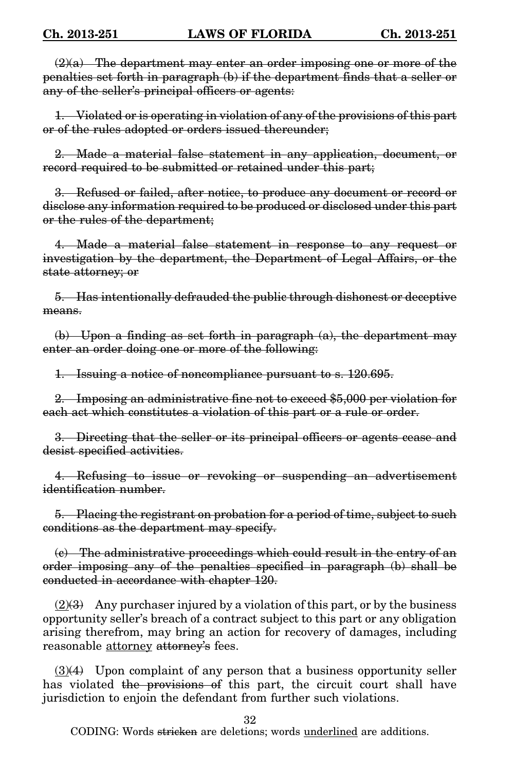~~(2)(a) The department may enter an order imposing one or more of the penalties set forth in paragraph (b) if the department finds that a seller or any of the seller's principal officers or agents:~~

~~1. Violated or is operating in violation of any of the provisions of this part or of the rules adopted or orders issued thereunder;~~

~~2. Made a material false statement in any application, document, or record required to be submitted or retained under this part;~~

~~3. Refused or failed, after notice, to produce any document or record or disclose any information required to be produced or disclosed under this part or the rules of the department;~~

~~4. Made a material false statement in response to any request or investigation by the department, the Department of Legal Affairs, or the state attorney; or~~

~~5. Has intentionally defrauded the public through dishonest or deceptive means.~~

~~(b) Upon a finding as set forth in paragraph (a), the department may enter an order doing one or more of the following:~~

~~1. Issuing a notice of noncompliance pursuant to s. 120.695.~~

~~2. Imposing an administrative fine not to exceed $5,000 per violation for each act which constitutes a violation of this part or a rule or order.~~

~~3. Directing that the seller or its principal officers or agents cease and desist specified activities.~~

~~4. Refusing to issue or revoking or suspending an advertisement identification number.~~

~~5. Placing the registrant on probation for a period of time, subject to such conditions as the department may specify.~~

~~(c) The administrative proceedings which could result in the entry of an order imposing any of the penalties specified in paragraph (b) shall be conducted in accordance with chapter 120.~~

<u>(2)</u>~~(3)~~ Any purchaser injured by a violation of this part, or by the business opportunity seller's breach of a contract subject to this part or any obligation arising therefrom, may bring an action for recovery of damages, including reasonable <u>attorney</u> ~~attorney's~~ fees.

<u>(3)</u>~~(4)~~ Upon complaint of any person that a business opportunity seller has violated ~~the provisions of~~ this part, the circuit court shall have jurisdiction to enjoin the defendant from further such violations.

CODING: Words ~~stricken~~ are deletions; words <u>underlined</u> are additions.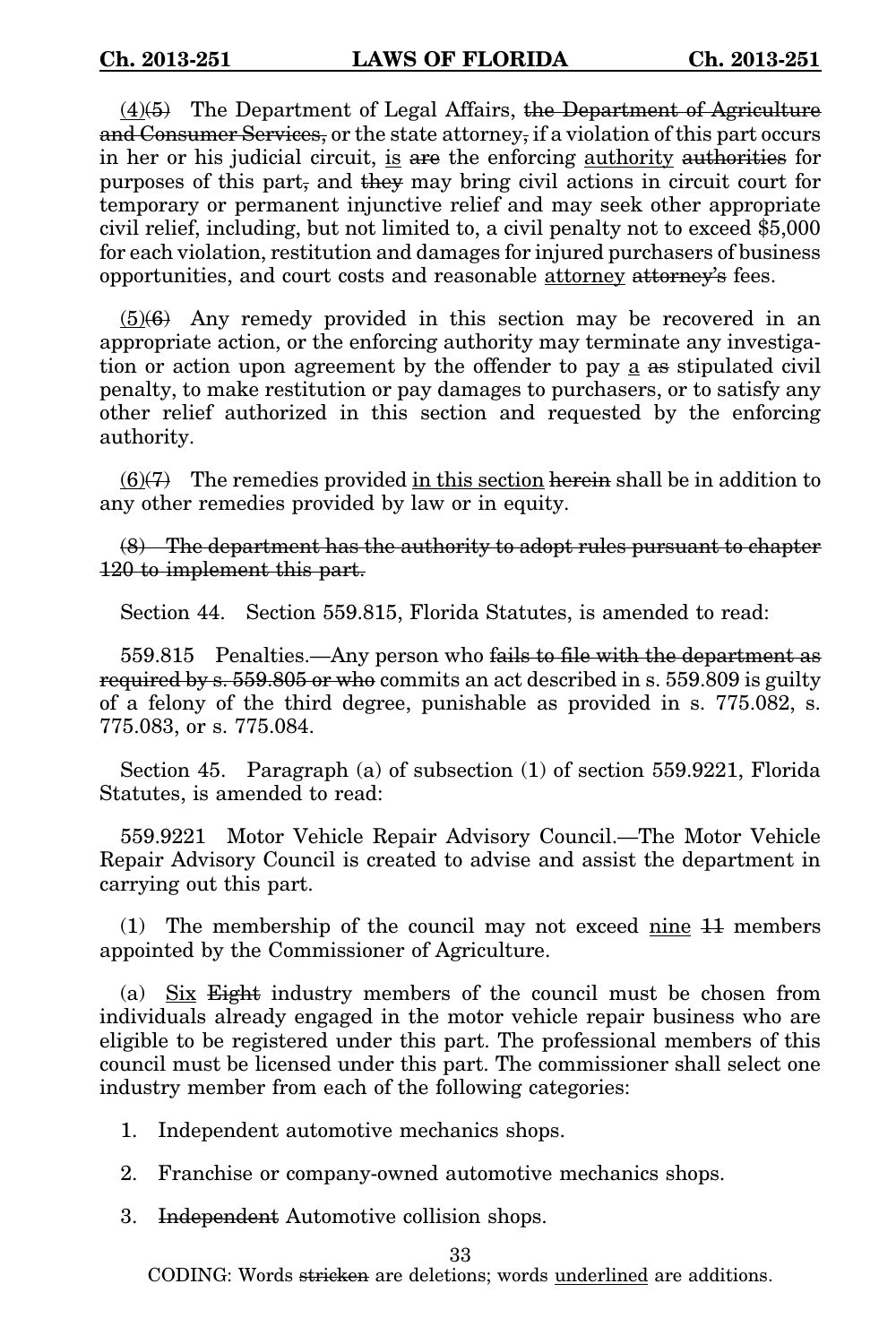(4)~~(5)~~ The Department of Legal Affairs, ~~the Department of Agriculture and Consumer Services,~~ or the state attorney~~,~~ if a violation of this part occurs in her or his judicial circuit, <u>is</u> ~~are~~ the enforcing <u>authority</u> ~~authorities~~ for purposes of this part~~,~~ and ~~they~~ may bring civil actions in circuit court for temporary or permanent injunctive relief and may seek other appropriate civil relief, including, but not limited to, a civil penalty not to exceed $5,000 for each violation, restitution and damages for injured purchasers of business opportunities, and court costs and reasonable <u>attorney</u> ~~attorney's~~ fees.

<u>(5)</u>~~(6)~~ Any remedy provided in this section may be recovered in an appropriate action, or the enforcing authority may terminate any investigation or action upon agreement by the offender to pay <u>a</u> ~~as~~ stipulated civil penalty, to make restitution or pay damages to purchasers, or to satisfy any other relief authorized in this section and requested by the enforcing authority.

<u>(6)</u>~~(7)~~ The remedies provided <u>in this section</u> ~~herein~~ shall be in addition to any other remedies provided by law or in equity.

~~(8) The department has the authority to adopt rules pursuant to chapter 120 to implement this part.~~

Section 44. Section 559.815, Florida Statutes, is amended to read:

559.815 Penalties.—Any person who ~~fails to file with the department as required by s. 559.805 or who~~ commits an act described in s. 559.809 is guilty of a felony of the third degree, punishable as provided in s. 775.082, s. 775.083, or s. 775.084.

Section 45. Paragraph (a) of subsection (1) of section 559.9221, Florida Statutes, is amended to read:

559.9221 Motor Vehicle Repair Advisory Council.—The Motor Vehicle Repair Advisory Council is created to advise and assist the department in carrying out this part.

(1) The membership of the council may not exceed <u>nine</u> ~~11~~ members appointed by the Commissioner of Agriculture.

(a) <u>Six</u> ~~Eight~~ industry members of the council must be chosen from individuals already engaged in the motor vehicle repair business who are eligible to be registered under this part. The professional members of this council must be licensed under this part. The commissioner shall select one industry member from each of the following categories:

1. Independent automotive mechanics shops.

2. Franchise or company-owned automotive mechanics shops.

3. ~~Independent~~ Automotive collision shops.

CODING: Words ~~stricken~~ are deletions; words <u>underlined</u> are additions.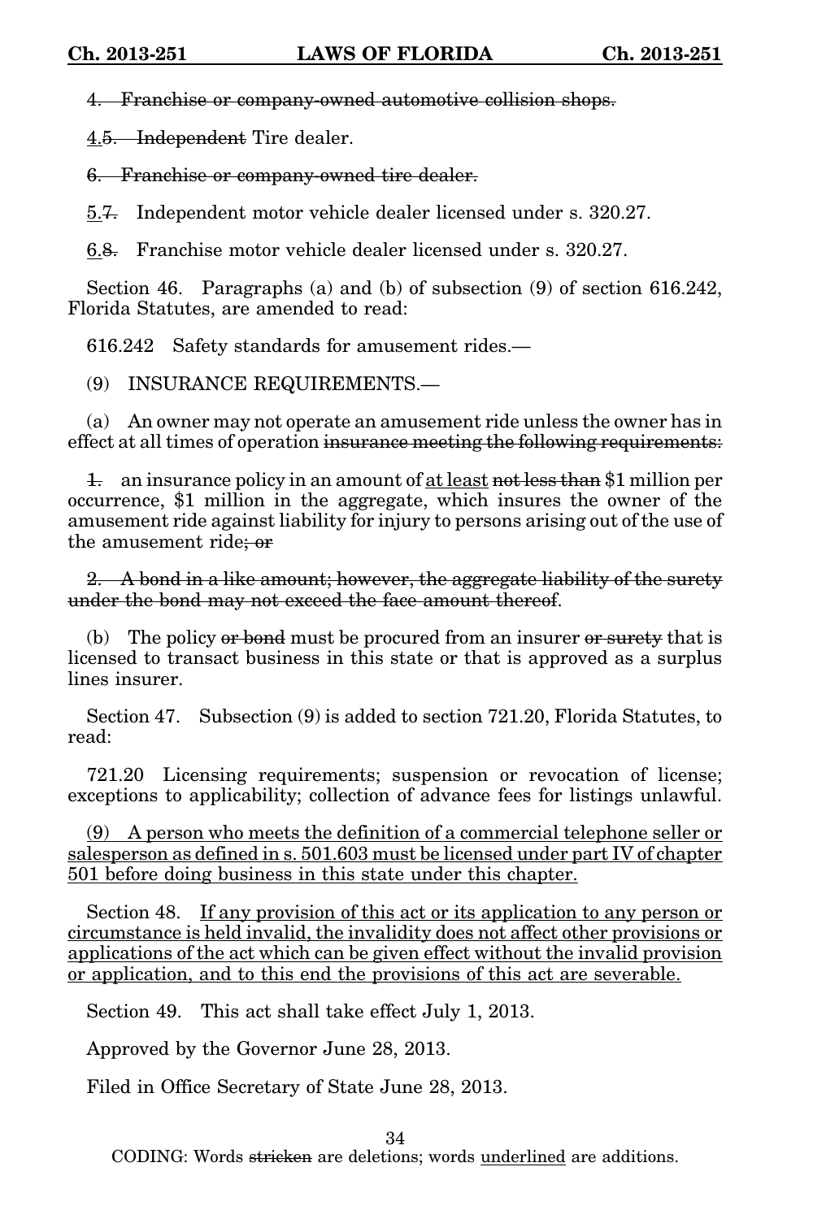~~4. Franchise or company-owned automotive collision shops.~~

<u>4.</u>~~5. Independent~~ Tire dealer.

~~6. Franchise or company-owned tire dealer.~~

<u>5.</u>~~7.~~ Independent motor vehicle dealer licensed under s. 320.27.

<u>6.</u>~~8.~~ Franchise motor vehicle dealer licensed under s. 320.27.

Section 46. Paragraphs (a) and (b) of subsection (9) of section 616.242, Florida Statutes, are amended to read:

616.242 Safety standards for amusement rides.—

(9) INSURANCE REQUIREMENTS.—

(a) An owner may not operate an amusement ride unless the owner has in effect at all times of operation ~~insurance meeting the following requirements:~~

~~1.~~ an insurance policy in an amount of <u>at least</u> ~~not less than~~ $1 million per occurrence, $1 million in the aggregate, which insures the owner of the amusement ride against liability for injury to persons arising out of the use of the amusement ride~~; or~~

~~2. A bond in a like amount; however, the aggregate liability of the surety under the bond may not exceed the face amount thereof~~.

(b) The policy ~~or bond~~ must be procured from an insurer ~~or surety~~ that is licensed to transact business in this state or that is approved as a surplus lines insurer.

Section 47. Subsection (9) is added to section 721.20, Florida Statutes, to read:

721.20 Licensing requirements; suspension or revocation of license; exceptions to applicability; collection of advance fees for listings unlawful.

<u>(9) A person who meets the definition of a commercial telephone seller or salesperson as defined in s. 501.603 must be licensed under part IV of chapter 501 before doing business in this state under this chapter.</u>

Section 48. <u>If any provision of this act or its application to any person or circumstance is held invalid, the invalidity does not affect other provisions or applications of the act which can be given effect without the invalid provision or application, and to this end the provisions of this act are severable.</u>

Section 49. This act shall take effect July 1, 2013.

Approved by the Governor June 28, 2013.

Filed in Office Secretary of State June 28, 2013.

CODING: Words ~~stricken~~ are deletions; words <u>underlined</u> are additions.